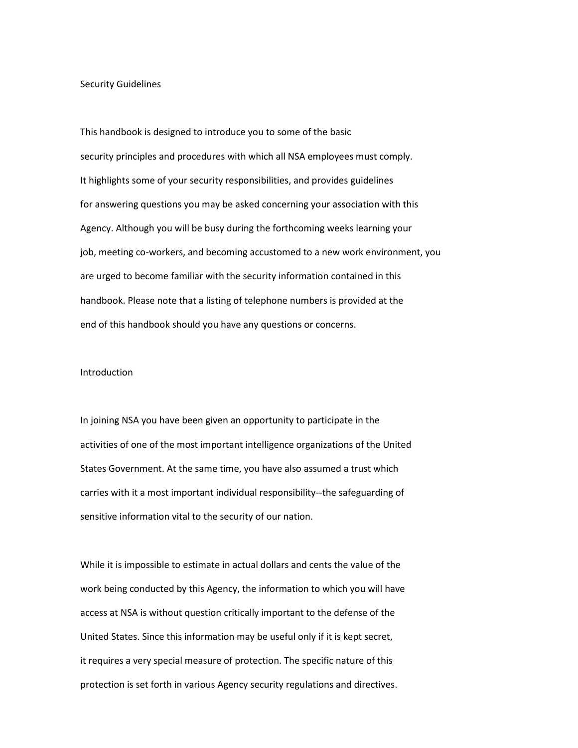# Security Guidelines

This handbook is designed to introduce you to some of the basic security principles and procedures with which all NSA employees must comply. It highlights some of your security responsibilities, and provides guidelines for answering questions you may be asked concerning your association with this Agency. Although you will be busy during the forthcoming weeks learning your job, meeting co-workers, and becoming accustomed to a new work environment, you are urged to become familiar with the security information contained in this handbook. Please note that a listing of telephone numbers is provided at the end of this handbook should you have any questions or concerns.

## Introduction

In joining NSA you have been given an opportunity to participate in the activities of one of the most important intelligence organizations of the United States Government. At the same time, you have also assumed a trust which carries with it a most important individual responsibility--the safeguarding of sensitive information vital to the security of our nation.

While it is impossible to estimate in actual dollars and cents the value of the work being conducted by this Agency, the information to which you will have access at NSA is without question critically important to the defense of the United States. Since this information may be useful only if it is kept secret, it requires a very special measure of protection. The specific nature of this protection is set forth in various Agency security regulations and directives.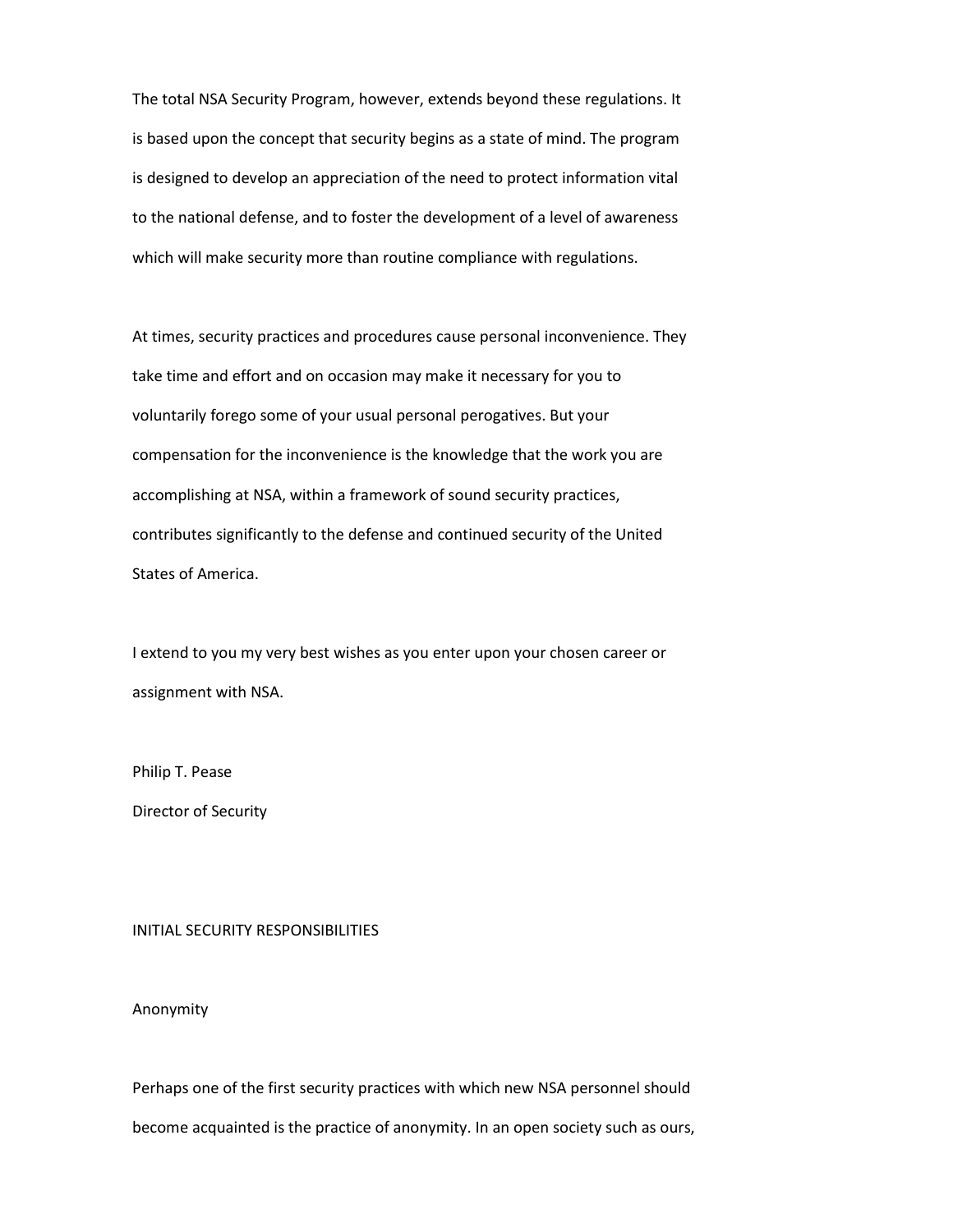The total NSA Security Program, however, extends beyond these regulations. It is based upon the concept that security begins as a state of mind. The program is designed to develop an appreciation of the need to protect information vital to the national defense, and to foster the development of a level of awareness which will make security more than routine compliance with regulations.

At times, security practices and procedures cause personal inconvenience. They take time and effort and on occasion may make it necessary for you to voluntarily forego some of your usual personal perogatives. But your compensation for the inconvenience is the knowledge that the work you are accomplishing at NSA, within a framework of sound security practices, contributes significantly to the defense and continued security of the United States of America.

I extend to you my very best wishes as you enter upon your chosen career or assignment with NSA.

Philip T. Pease
Director of Security

## INITIAL SECURITY RESPONSIBILITIES

### Anonymity

Perhaps one of the first security practices with which new NSA personnel should become acquainted is the practice of anonymity. In an open society such as ours,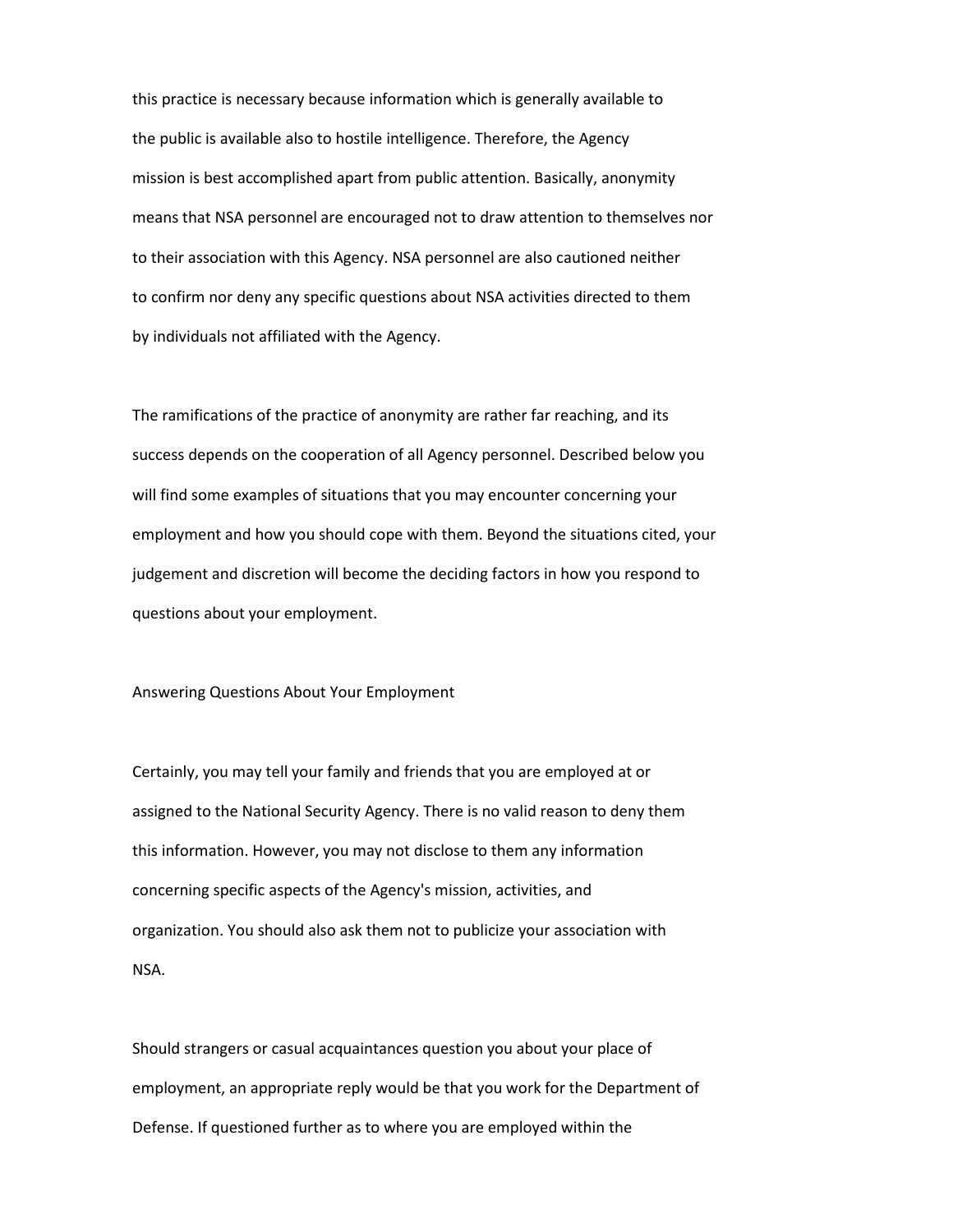this practice is necessary because information which is generally available to the public is available also to hostile intelligence. Therefore, the Agency mission is best accomplished apart from public attention. Basically, anonymity means that NSA personnel are encouraged not to draw attention to themselves nor to their association with this Agency. NSA personnel are also cautioned neither to confirm nor deny any specific questions about NSA activities directed to them by individuals not affiliated with the Agency.

The ramifications of the practice of anonymity are rather far reaching, and its success depends on the cooperation of all Agency personnel. Described below you will find some examples of situations that you may encounter concerning your employment and how you should cope with them. Beyond the situations cited, your judgement and discretion will become the deciding factors in how you respond to questions about your employment.

## Answering Questions About Your Employment

Certainly, you may tell your family and friends that you are employed at or assigned to the National Security Agency. There is no valid reason to deny them this information. However, you may not disclose to them any information concerning specific aspects of the Agency's mission, activities, and organization. You should also ask them not to publicize your association with NSA.

Should strangers or casual acquaintances question you about your place of employment, an appropriate reply would be that you work for the Department of Defense. If questioned further as to where you are employed within the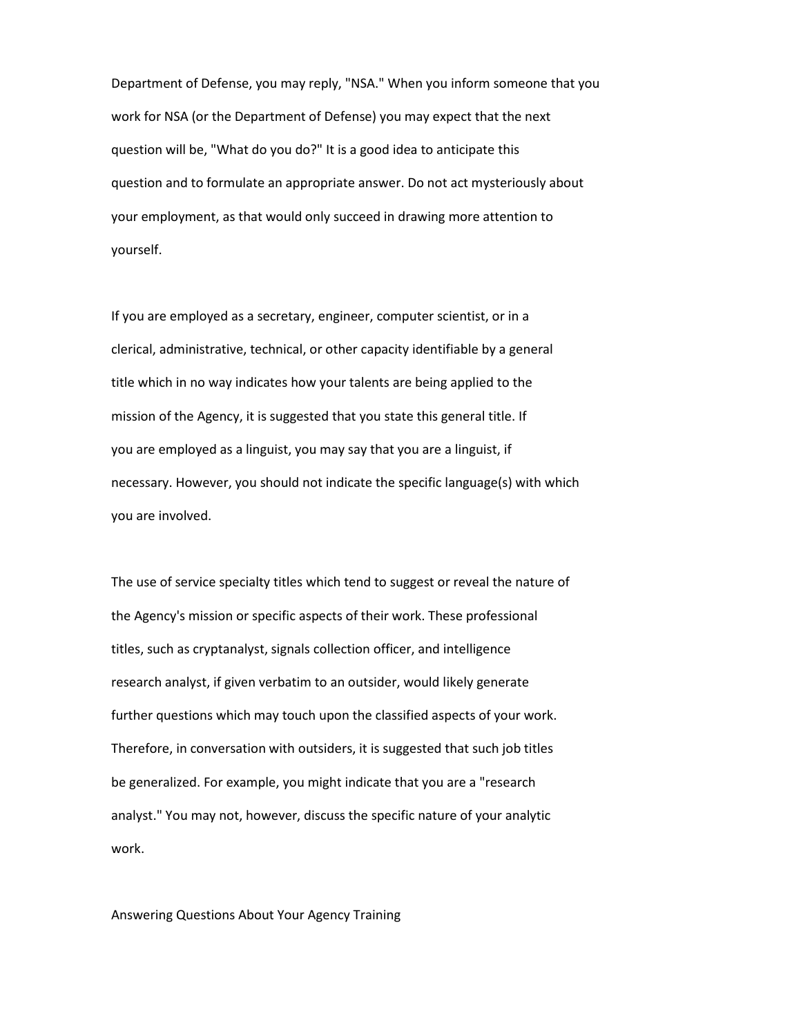Department of Defense, you may reply, "NSA." When you inform someone that you work for NSA (or the Department of Defense) you may expect that the next question will be, "What do you do?" It is a good idea to anticipate this question and to formulate an appropriate answer. Do not act mysteriously about your employment, as that would only succeed in drawing more attention to yourself.

If you are employed as a secretary, engineer, computer scientist, or in a clerical, administrative, technical, or other capacity identifiable by a general title which in no way indicates how your talents are being applied to the mission of the Agency, it is suggested that you state this general title. If you are employed as a linguist, you may say that you are a linguist, if necessary. However, you should not indicate the specific language(s) with which you are involved.

The use of service specialty titles which tend to suggest or reveal the nature of the Agency's mission or specific aspects of their work. These professional titles, such as cryptanalyst, signals collection officer, and intelligence research analyst, if given verbatim to an outsider, would likely generate further questions which may touch upon the classified aspects of your work. Therefore, in conversation with outsiders, it is suggested that such job titles be generalized. For example, you might indicate that you are a "research analyst." You may not, however, discuss the specific nature of your analytic work.

## Answering Questions About Your Agency Training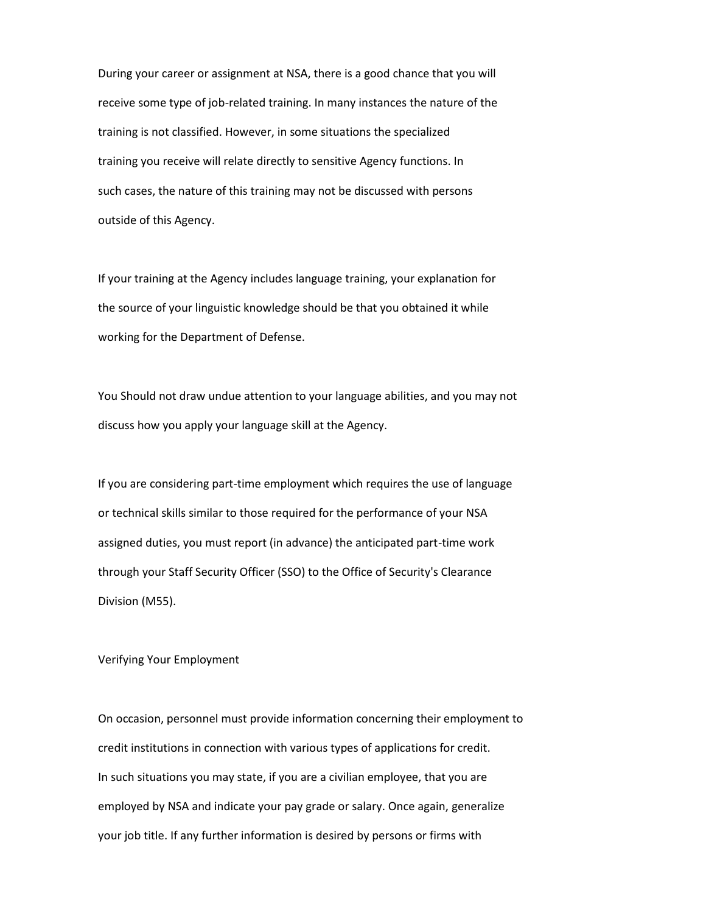During your career or assignment at NSA, there is a good chance that you will receive some type of job-related training. In many instances the nature of the training is not classified. However, in some situations the specialized training you receive will relate directly to sensitive Agency functions. In such cases, the nature of this training may not be discussed with persons outside of this Agency.

If your training at the Agency includes language training, your explanation for the source of your linguistic knowledge should be that you obtained it while working for the Department of Defense.

You Should not draw undue attention to your language abilities, and you may not discuss how you apply your language skill at the Agency.

If you are considering part-time employment which requires the use of language or technical skills similar to those required for the performance of your NSA assigned duties, you must report (in advance) the anticipated part-time work through your Staff Security Officer (SSO) to the Office of Security's Clearance Division (M55).

Verifying Your Employment

On occasion, personnel must provide information concerning their employment to credit institutions in connection with various types of applications for credit. In such situations you may state, if you are a civilian employee, that you are employed by NSA and indicate your pay grade or salary. Once again, generalize your job title. If any further information is desired by persons or firms with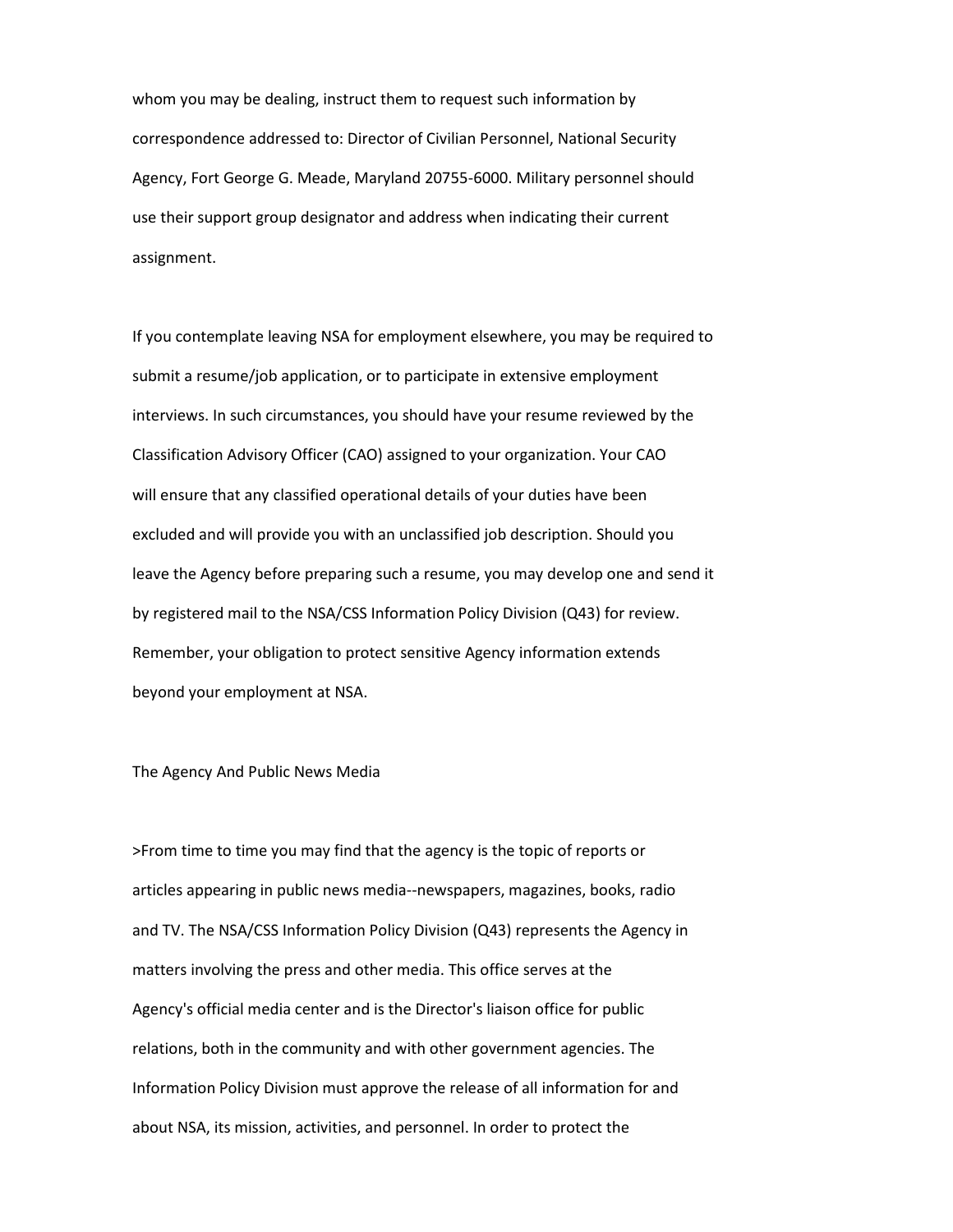whom you may be dealing, instruct them to request such information by correspondence addressed to: Director of Civilian Personnel, National Security Agency, Fort George G. Meade, Maryland 20755-6000. Military personnel should use their support group designator and address when indicating their current assignment.

If you contemplate leaving NSA for employment elsewhere, you may be required to submit a resume/job application, or to participate in extensive employment interviews. In such circumstances, you should have your resume reviewed by the Classification Advisory Officer (CAO) assigned to your organization. Your CAO will ensure that any classified operational details of your duties have been excluded and will provide you with an unclassified job description. Should you leave the Agency before preparing such a resume, you may develop one and send it by registered mail to the NSA/CSS Information Policy Division (Q43) for review. Remember, your obligation to protect sensitive Agency information extends beyond your employment at NSA.

## The Agency And Public News Media

>From time to time you may find that the agency is the topic of reports or articles appearing in public news media--newspapers, magazines, books, radio and TV. The NSA/CSS Information Policy Division (Q43) represents the Agency in matters involving the press and other media. This office serves at the Agency's official media center and is the Director's liaison office for public relations, both in the community and with other government agencies. The Information Policy Division must approve the release of all information for and about NSA, its mission, activities, and personnel. In order to protect the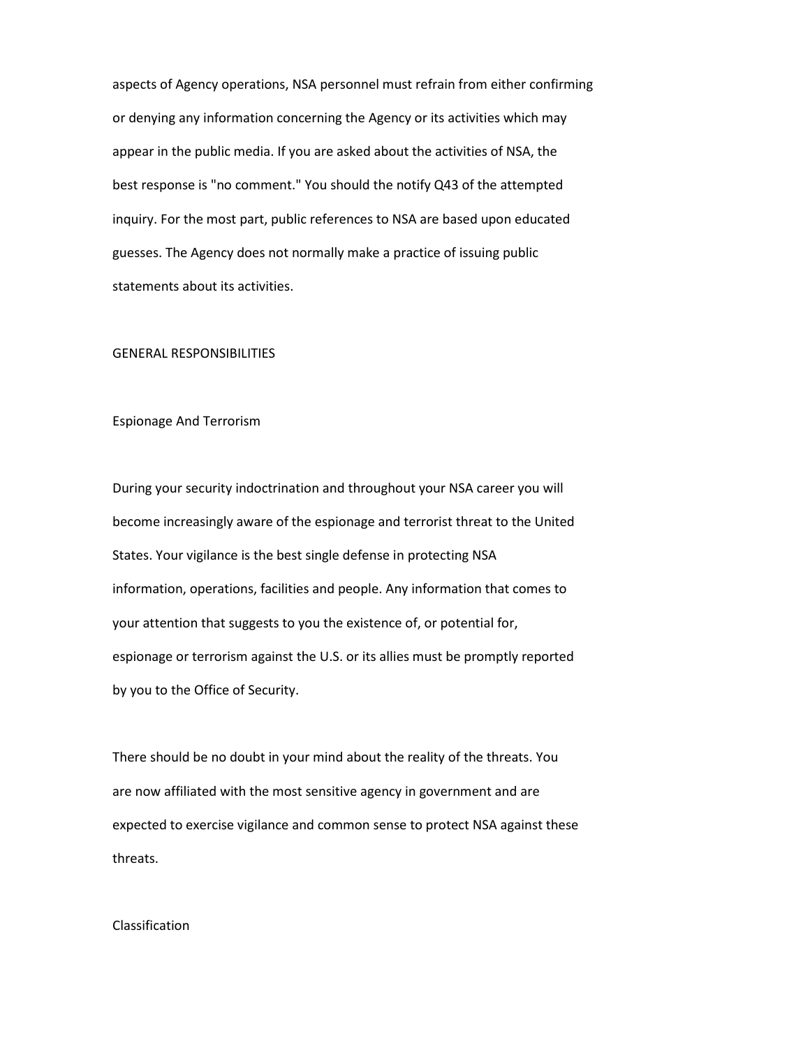aspects of Agency operations, NSA personnel must refrain from either confirming or denying any information concerning the Agency or its activities which may appear in the public media. If you are asked about the activities of NSA, the best response is "no comment." You should the notify Q43 of the attempted inquiry. For the most part, public references to NSA are based upon educated guesses. The Agency does not normally make a practice of issuing public statements about its activities.

## GENERAL RESPONSIBILITIES

### Espionage And Terrorism

During your security indoctrination and throughout your NSA career you will become increasingly aware of the espionage and terrorist threat to the United States. Your vigilance is the best single defense in protecting NSA information, operations, facilities and people. Any information that comes to your attention that suggests to you the existence of, or potential for, espionage or terrorism against the U.S. or its allies must be promptly reported by you to the Office of Security.

There should be no doubt in your mind about the reality of the threats. You are now affiliated with the most sensitive agency in government and are expected to exercise vigilance and common sense to protect NSA against these threats.

### Classification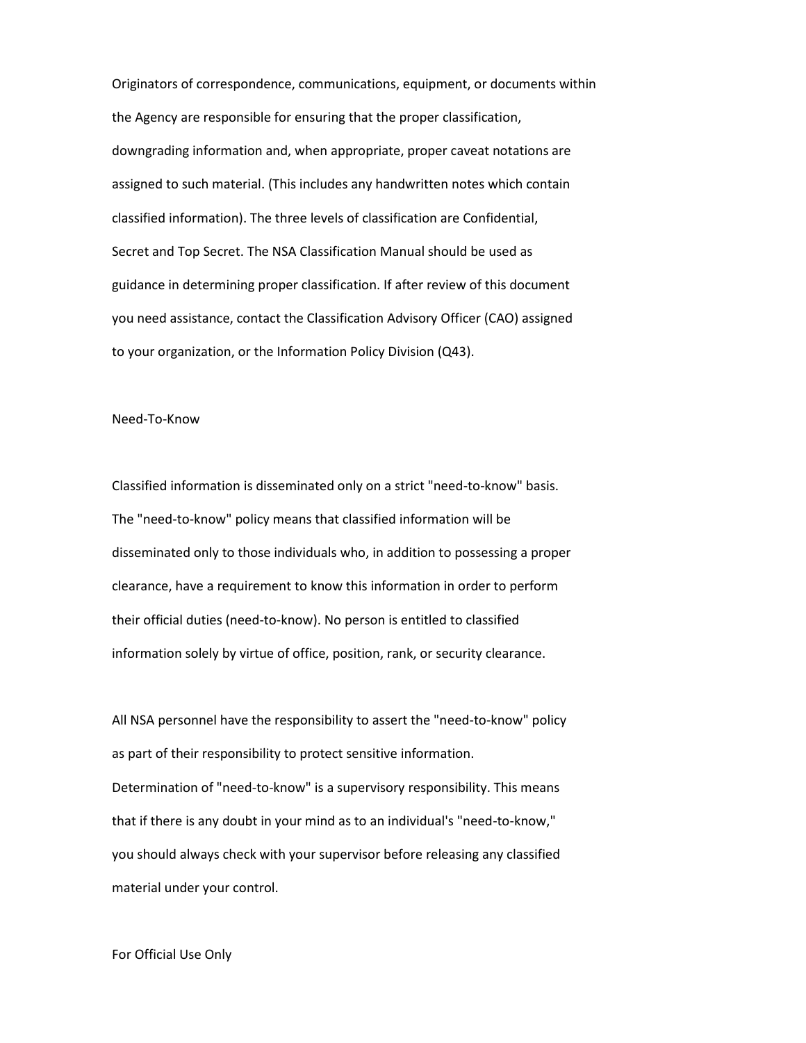Originators of correspondence, communications, equipment, or documents within the Agency are responsible for ensuring that the proper classification, downgrading information and, when appropriate, proper caveat notations are assigned to such material. (This includes any handwritten notes which contain classified information). The three levels of classification are Confidential, Secret and Top Secret. The NSA Classification Manual should be used as guidance in determining proper classification. If after review of this document you need assistance, contact the Classification Advisory Officer (CAO) assigned to your organization, or the Information Policy Division (Q43).

## Need-To-Know

Classified information is disseminated only on a strict "need-to-know" basis. The "need-to-know" policy means that classified information will be disseminated only to those individuals who, in addition to possessing a proper clearance, have a requirement to know this information in order to perform their official duties (need-to-know). No person is entitled to classified information solely by virtue of office, position, rank, or security clearance.

All NSA personnel have the responsibility to assert the "need-to-know" policy as part of their responsibility to protect sensitive information. Determination of "need-to-know" is a supervisory responsibility. This means that if there is any doubt in your mind as to an individual's "need-to-know," you should always check with your supervisor before releasing any classified material under your control.

## For Official Use Only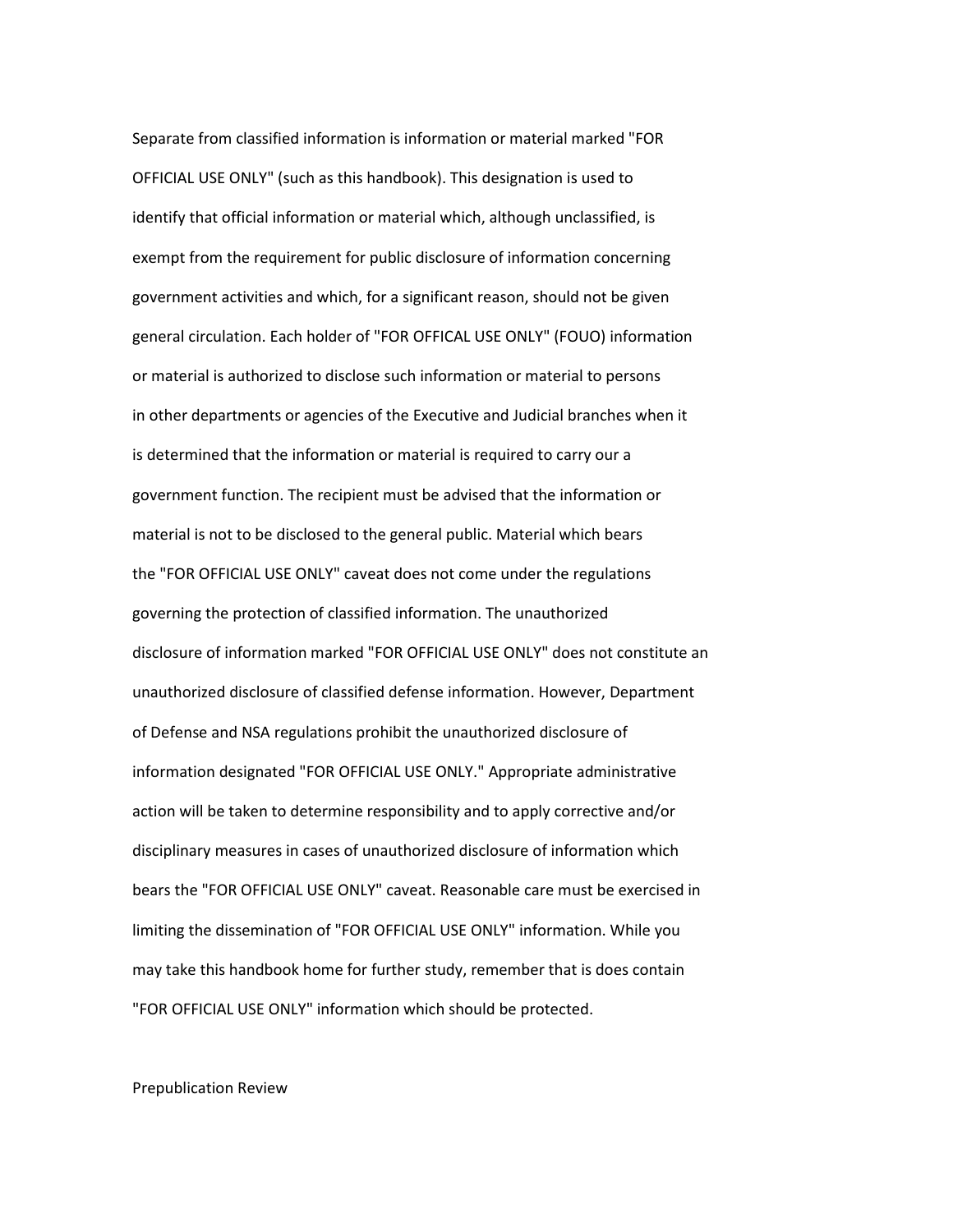Separate from classified information is information or material marked "FOR OFFICIAL USE ONLY" (such as this handbook). This designation is used to identify that official information or material which, although unclassified, is exempt from the requirement for public disclosure of information concerning government activities and which, for a significant reason, should not be given general circulation. Each holder of "FOR OFFICAL USE ONLY" (FOUO) information or material is authorized to disclose such information or material to persons in other departments or agencies of the Executive and Judicial branches when it is determined that the information or material is required to carry our a government function. The recipient must be advised that the information or material is not to be disclosed to the general public. Material which bears the "FOR OFFICIAL USE ONLY" caveat does not come under the regulations governing the protection of classified information. The unauthorized disclosure of information marked "FOR OFFICIAL USE ONLY" does not constitute an unauthorized disclosure of classified defense information. However, Department of Defense and NSA regulations prohibit the unauthorized disclosure of information designated "FOR OFFICIAL USE ONLY." Appropriate administrative action will be taken to determine responsibility and to apply corrective and/or disciplinary measures in cases of unauthorized disclosure of information which bears the "FOR OFFICIAL USE ONLY" caveat. Reasonable care must be exercised in limiting the dissemination of "FOR OFFICIAL USE ONLY" information. While you may take this handbook home for further study, remember that is does contain "FOR OFFICIAL USE ONLY" information which should be protected.

Prepublication Review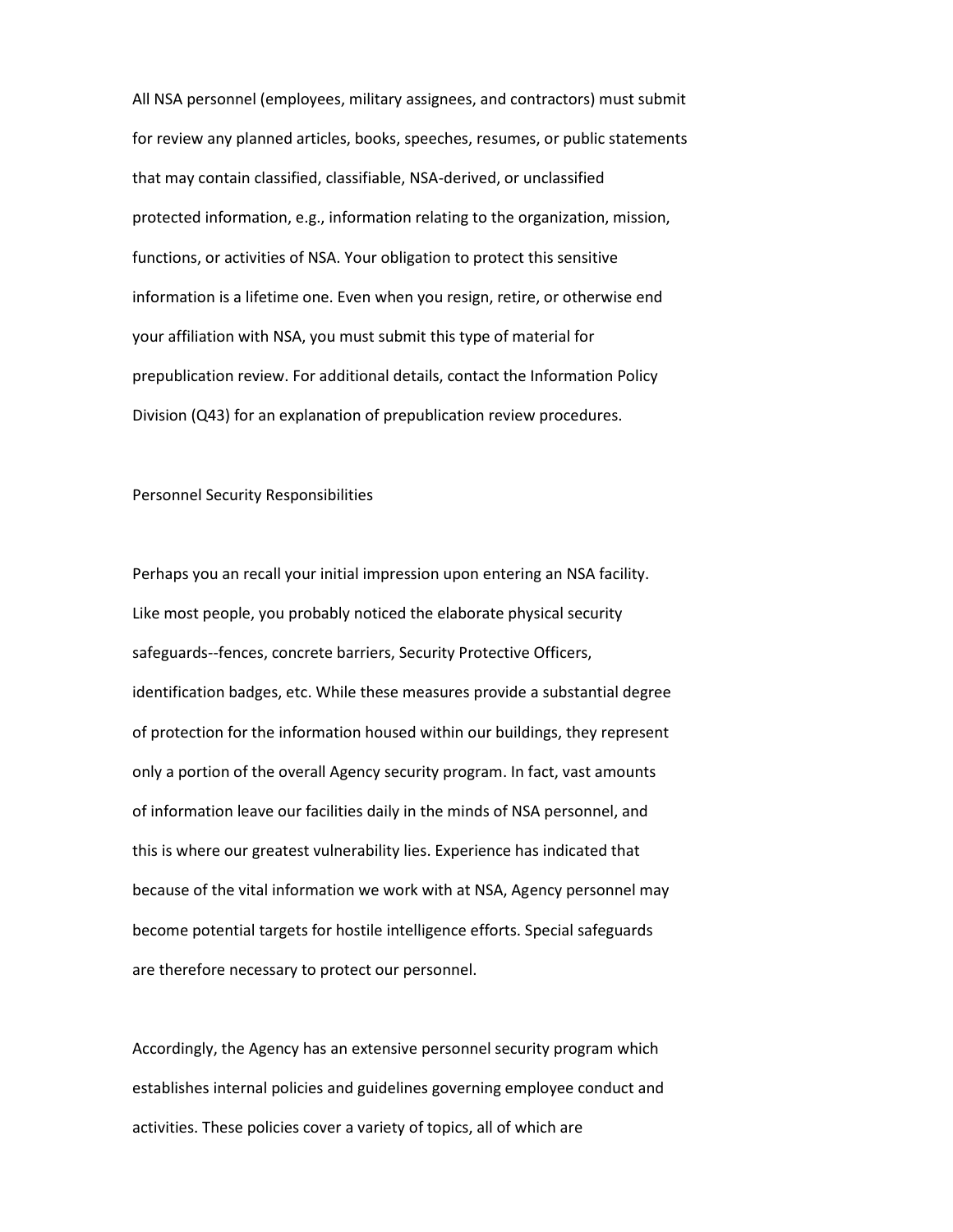All NSA personnel (employees, military assignees, and contractors) must submit for review any planned articles, books, speeches, resumes, or public statements that may contain classified, classifiable, NSA-derived, or unclassified protected information, e.g., information relating to the organization, mission, functions, or activities of NSA. Your obligation to protect this sensitive information is a lifetime one. Even when you resign, retire, or otherwise end your affiliation with NSA, you must submit this type of material for prepublication review. For additional details, contact the Information Policy Division (Q43) for an explanation of prepublication review procedures.

## Personnel Security Responsibilities

Perhaps you an recall your initial impression upon entering an NSA facility. Like most people, you probably noticed the elaborate physical security safeguards--fences, concrete barriers, Security Protective Officers, identification badges, etc. While these measures provide a substantial degree of protection for the information housed within our buildings, they represent only a portion of the overall Agency security program. In fact, vast amounts of information leave our facilities daily in the minds of NSA personnel, and this is where our greatest vulnerability lies. Experience has indicated that because of the vital information we work with at NSA, Agency personnel may become potential targets for hostile intelligence efforts. Special safeguards are therefore necessary to protect our personnel.

Accordingly, the Agency has an extensive personnel security program which establishes internal policies and guidelines governing employee conduct and activities. These policies cover a variety of topics, all of which are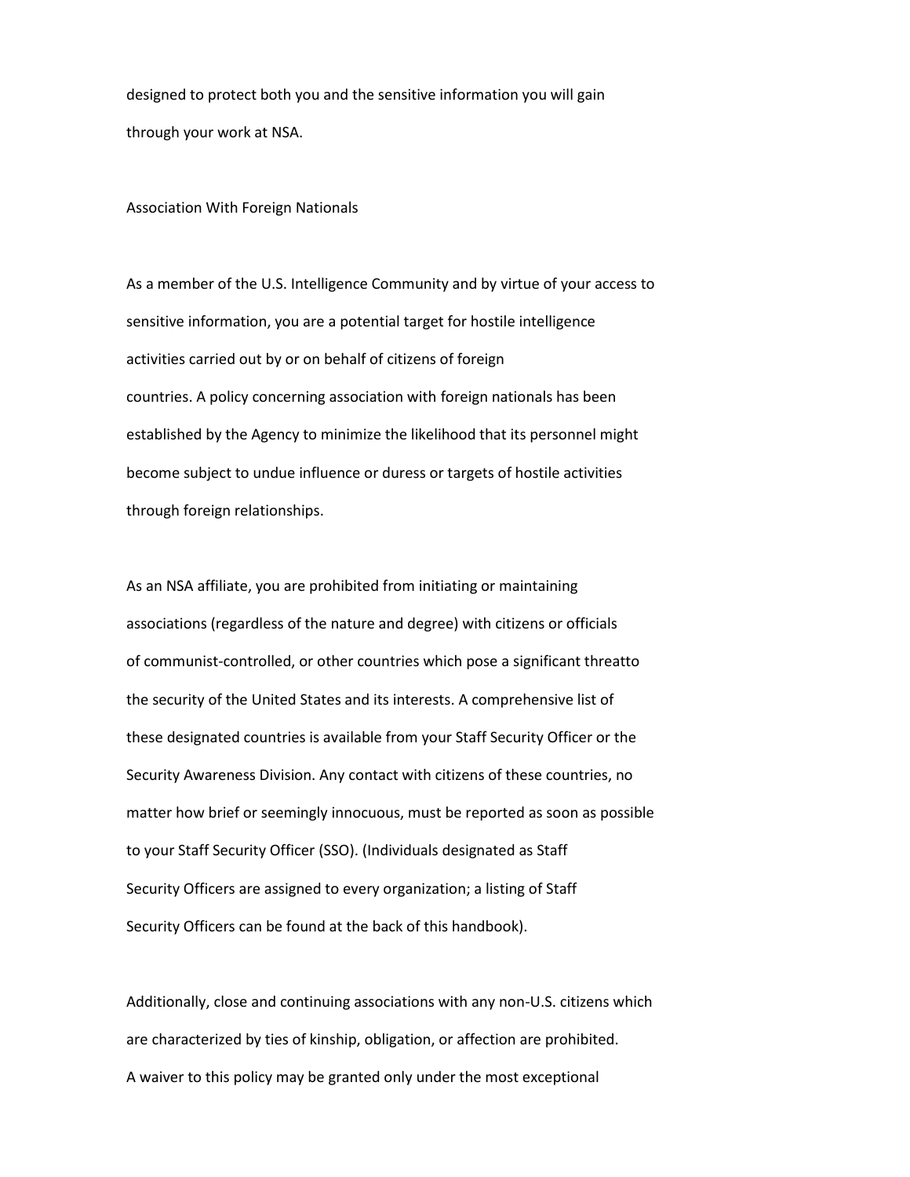designed to protect both you and the sensitive information you will gain through your work at NSA.

## Association With Foreign Nationals

As a member of the U.S. Intelligence Community and by virtue of your access to sensitive information, you are a potential target for hostile intelligence activities carried out by or on behalf of citizens of foreign countries. A policy concerning association with foreign nationals has been established by the Agency to minimize the likelihood that its personnel might become subject to undue influence or duress or targets of hostile activities through foreign relationships.

As an NSA affiliate, you are prohibited from initiating or maintaining associations (regardless of the nature and degree) with citizens or officials of communist-controlled, or other countries which pose a significant threatto the security of the United States and its interests. A comprehensive list of these designated countries is available from your Staff Security Officer or the Security Awareness Division. Any contact with citizens of these countries, no matter how brief or seemingly innocuous, must be reported as soon as possible to your Staff Security Officer (SSO). (Individuals designated as Staff Security Officers are assigned to every organization; a listing of Staff Security Officers can be found at the back of this handbook).

Additionally, close and continuing associations with any non-U.S. citizens which are characterized by ties of kinship, obligation, or affection are prohibited. A waiver to this policy may be granted only under the most exceptional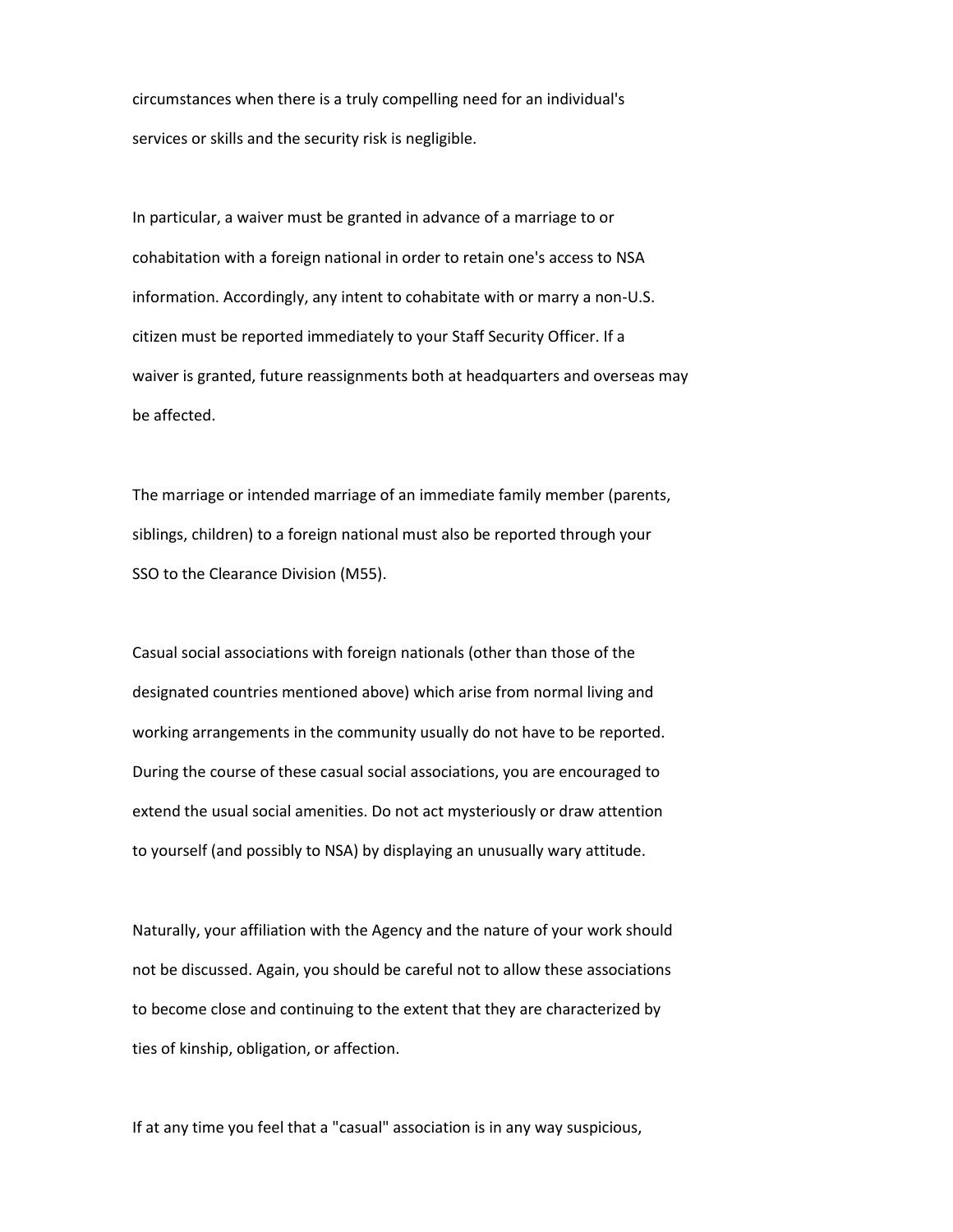circumstances when there is a truly compelling need for an individual's services or skills and the security risk is negligible.

In particular, a waiver must be granted in advance of a marriage to or cohabitation with a foreign national in order to retain one's access to NSA information. Accordingly, any intent to cohabitate with or marry a non-U.S. citizen must be reported immediately to your Staff Security Officer. If a waiver is granted, future reassignments both at headquarters and overseas may be affected.

The marriage or intended marriage of an immediate family member (parents, siblings, children) to a foreign national must also be reported through your SSO to the Clearance Division (M55).

Casual social associations with foreign nationals (other than those of the designated countries mentioned above) which arise from normal living and working arrangements in the community usually do not have to be reported. During the course of these casual social associations, you are encouraged to extend the usual social amenities. Do not act mysteriously or draw attention to yourself (and possibly to NSA) by displaying an unusually wary attitude.

Naturally, your affiliation with the Agency and the nature of your work should not be discussed. Again, you should be careful not to allow these associations to become close and continuing to the extent that they are characterized by ties of kinship, obligation, or affection.

If at any time you feel that a "casual" association is in any way suspicious,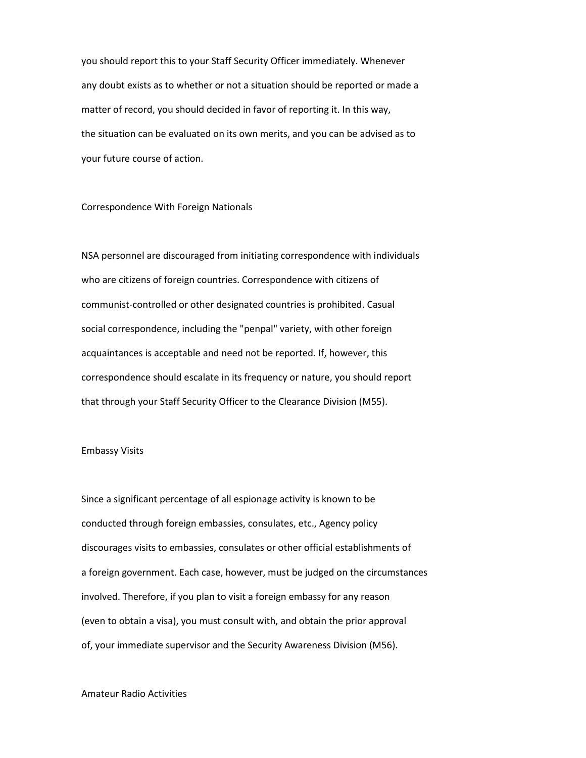you should report this to your Staff Security Officer immediately. Whenever any doubt exists as to whether or not a situation should be reported or made a matter of record, you should decided in favor of reporting it. In this way, the situation can be evaluated on its own merits, and you can be advised as to your future course of action.

## Correspondence With Foreign Nationals

NSA personnel are discouraged from initiating correspondence with individuals who are citizens of foreign countries. Correspondence with citizens of communist-controlled or other designated countries is prohibited. Casual social correspondence, including the "penpal" variety, with other foreign acquaintances is acceptable and need not be reported. If, however, this correspondence should escalate in its frequency or nature, you should report that through your Staff Security Officer to the Clearance Division (M55).

## Embassy Visits

Since a significant percentage of all espionage activity is known to be conducted through foreign embassies, consulates, etc., Agency policy discourages visits to embassies, consulates or other official establishments of a foreign government. Each case, however, must be judged on the circumstances involved. Therefore, if you plan to visit a foreign embassy for any reason (even to obtain a visa), you must consult with, and obtain the prior approval of, your immediate supervisor and the Security Awareness Division (M56).

## Amateur Radio Activities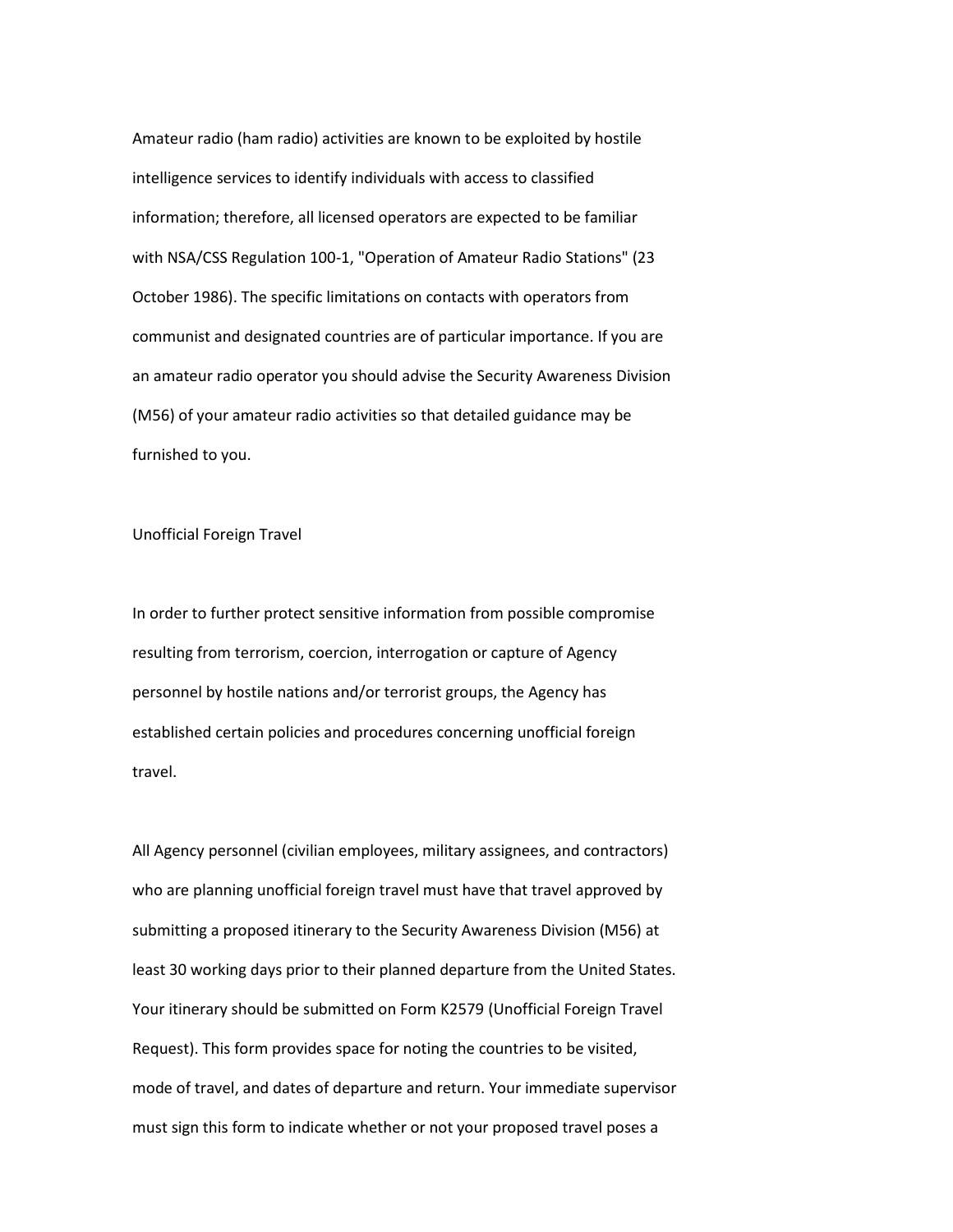Amateur radio (ham radio) activities are known to be exploited by hostile intelligence services to identify individuals with access to classified information; therefore, all licensed operators are expected to be familiar with NSA/CSS Regulation 100-1, "Operation of Amateur Radio Stations" (23 October 1986). The specific limitations on contacts with operators from communist and designated countries are of particular importance. If you are an amateur radio operator you should advise the Security Awareness Division (M56) of your amateur radio activities so that detailed guidance may be furnished to you.

## Unofficial Foreign Travel

In order to further protect sensitive information from possible compromise resulting from terrorism, coercion, interrogation or capture of Agency personnel by hostile nations and/or terrorist groups, the Agency has established certain policies and procedures concerning unofficial foreign travel.

All Agency personnel (civilian employees, military assignees, and contractors) who are planning unofficial foreign travel must have that travel approved by submitting a proposed itinerary to the Security Awareness Division (M56) at least 30 working days prior to their planned departure from the United States. Your itinerary should be submitted on Form K2579 (Unofficial Foreign Travel Request). This form provides space for noting the countries to be visited, mode of travel, and dates of departure and return. Your immediate supervisor must sign this form to indicate whether or not your proposed travel poses a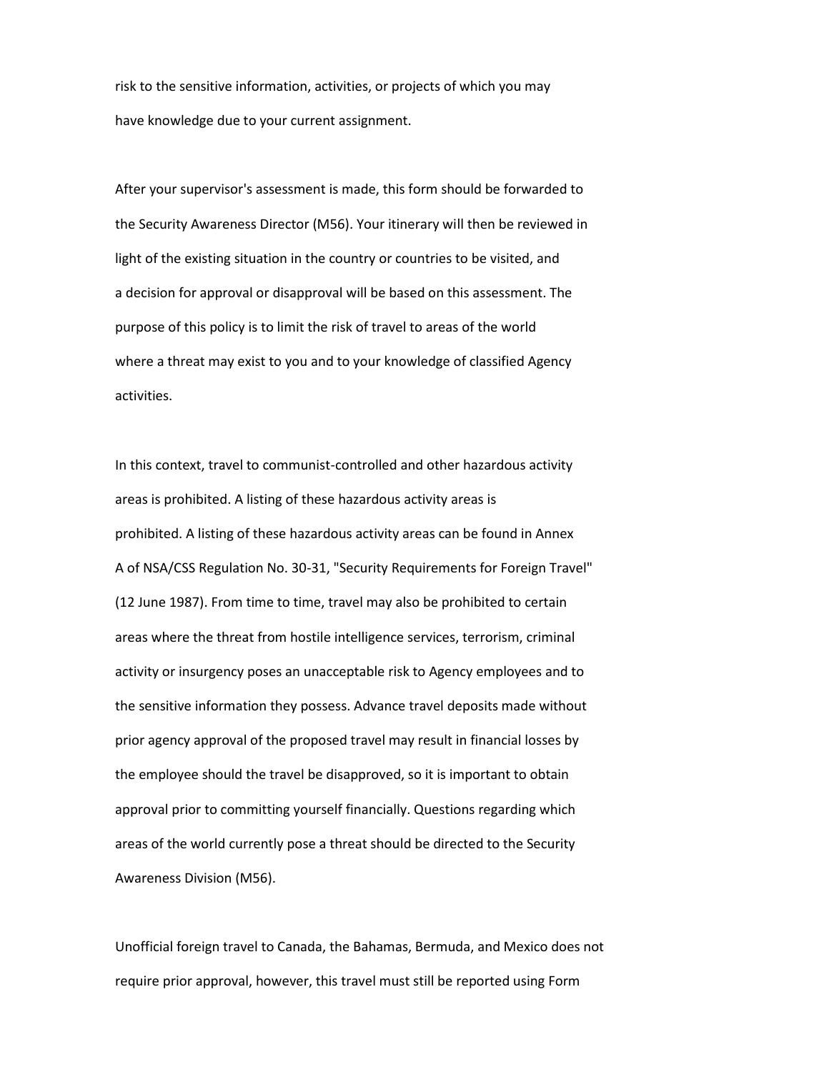risk to the sensitive information, activities, or projects of which you may have knowledge due to your current assignment.

After your supervisor's assessment is made, this form should be forwarded to the Security Awareness Director (M56). Your itinerary will then be reviewed in light of the existing situation in the country or countries to be visited, and a decision for approval or disapproval will be based on this assessment. The purpose of this policy is to limit the risk of travel to areas of the world where a threat may exist to you and to your knowledge of classified Agency activities.

In this context, travel to communist-controlled and other hazardous activity areas is prohibited. A listing of these hazardous activity areas is prohibited. A listing of these hazardous activity areas can be found in Annex A of NSA/CSS Regulation No. 30-31, "Security Requirements for Foreign Travel" (12 June 1987). From time to time, travel may also be prohibited to certain areas where the threat from hostile intelligence services, terrorism, criminal activity or insurgency poses an unacceptable risk to Agency employees and to the sensitive information they possess. Advance travel deposits made without prior agency approval of the proposed travel may result in financial losses by the employee should the travel be disapproved, so it is important to obtain approval prior to committing yourself financially. Questions regarding which areas of the world currently pose a threat should be directed to the Security Awareness Division (M56).

Unofficial foreign travel to Canada, the Bahamas, Bermuda, and Mexico does not require prior approval, however, this travel must still be reported using Form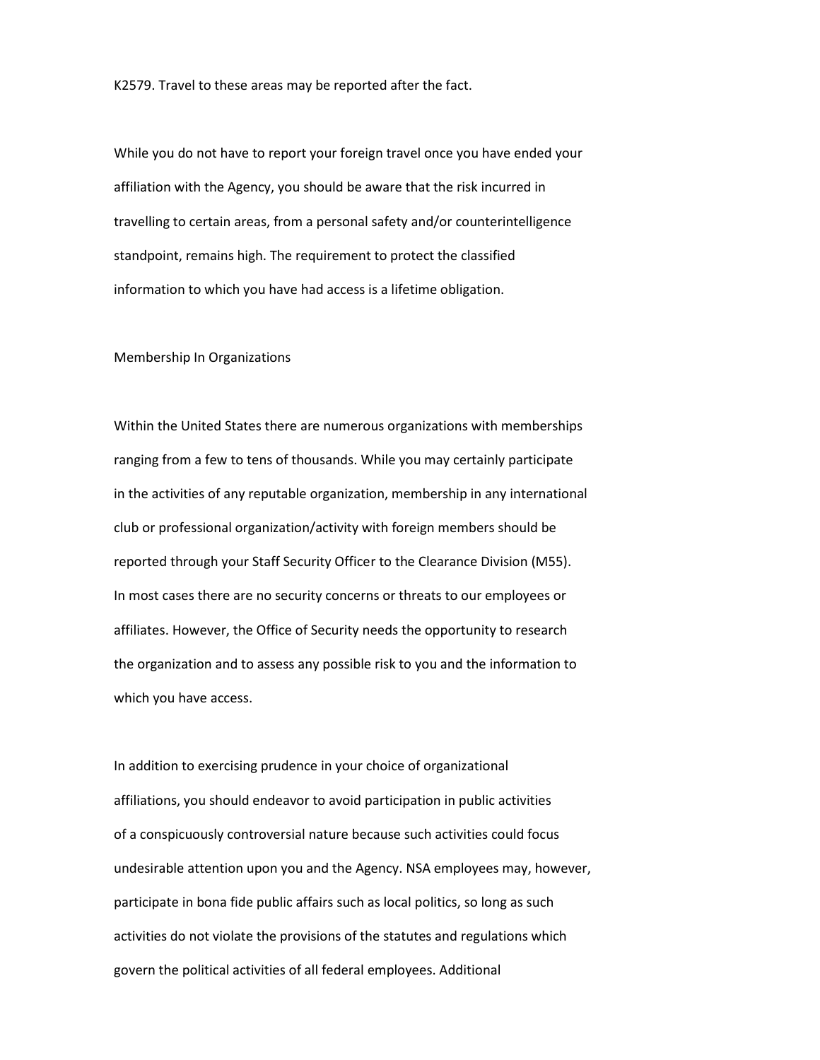K2579. Travel to these areas may be reported after the fact.

While you do not have to report your foreign travel once you have ended your affiliation with the Agency, you should be aware that the risk incurred in travelling to certain areas, from a personal safety and/or counterintelligence standpoint, remains high. The requirement to protect the classified information to which you have had access is a lifetime obligation.

## Membership In Organizations

Within the United States there are numerous organizations with memberships ranging from a few to tens of thousands. While you may certainly participate in the activities of any reputable organization, membership in any international club or professional organization/activity with foreign members should be reported through your Staff Security Officer to the Clearance Division (M55). In most cases there are no security concerns or threats to our employees or affiliates. However, the Office of Security needs the opportunity to research the organization and to assess any possible risk to you and the information to which you have access.

In addition to exercising prudence in your choice of organizational affiliations, you should endeavor to avoid participation in public activities of a conspicuously controversial nature because such activities could focus undesirable attention upon you and the Agency. NSA employees may, however, participate in bona fide public affairs such as local politics, so long as such activities do not violate the provisions of the statutes and regulations which govern the political activities of all federal employees. Additional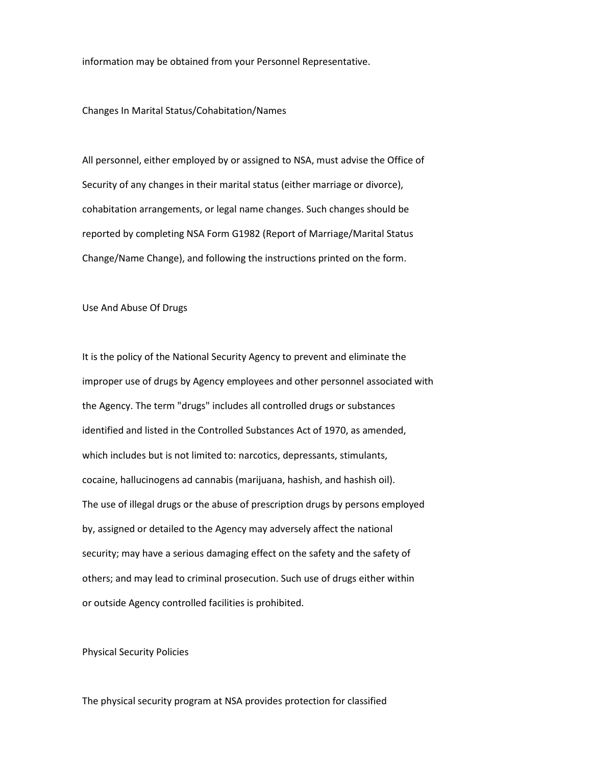information may be obtained from your Personnel Representative.

## Changes In Marital Status/Cohabitation/Names

All personnel, either employed by or assigned to NSA, must advise the Office of Security of any changes in their marital status (either marriage or divorce), cohabitation arrangements, or legal name changes. Such changes should be reported by completing NSA Form G1982 (Report of Marriage/Marital Status Change/Name Change), and following the instructions printed on the form.

## Use And Abuse Of Drugs

It is the policy of the National Security Agency to prevent and eliminate the improper use of drugs by Agency employees and other personnel associated with the Agency. The term "drugs" includes all controlled drugs or substances identified and listed in the Controlled Substances Act of 1970, as amended, which includes but is not limited to: narcotics, depressants, stimulants, cocaine, hallucinogens ad cannabis (marijuana, hashish, and hashish oil). The use of illegal drugs or the abuse of prescription drugs by persons employed by, assigned or detailed to the Agency may adversely affect the national security; may have a serious damaging effect on the safety and the safety of others; and may lead to criminal prosecution. Such use of drugs either within or outside Agency controlled facilities is prohibited.

## Physical Security Policies

The physical security program at NSA provides protection for classified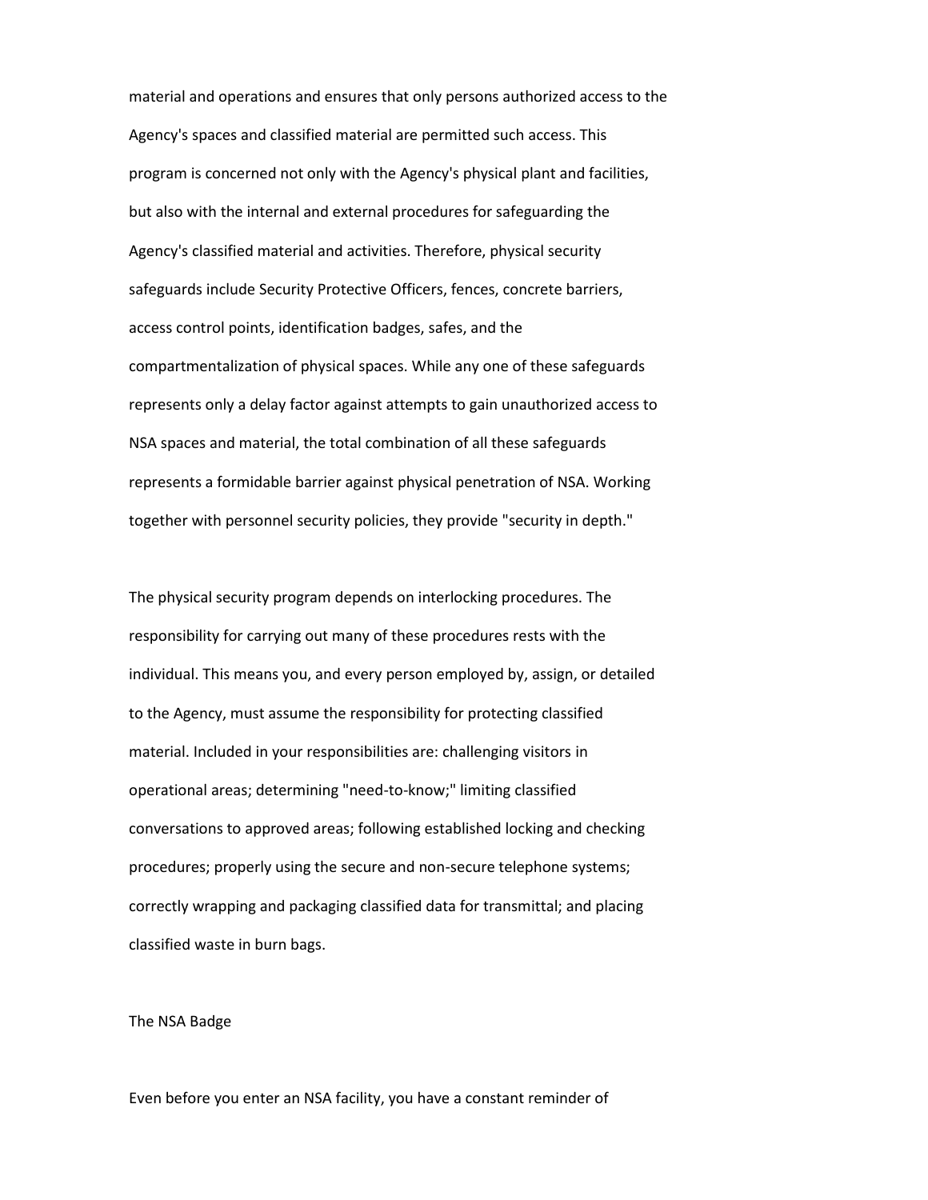material and operations and ensures that only persons authorized access to the Agency's spaces and classified material are permitted such access. This program is concerned not only with the Agency's physical plant and facilities, but also with the internal and external procedures for safeguarding the Agency's classified material and activities. Therefore, physical security safeguards include Security Protective Officers, fences, concrete barriers, access control points, identification badges, safes, and the compartmentalization of physical spaces. While any one of these safeguards represents only a delay factor against attempts to gain unauthorized access to NSA spaces and material, the total combination of all these safeguards represents a formidable barrier against physical penetration of NSA. Working together with personnel security policies, they provide "security in depth."

The physical security program depends on interlocking procedures. The responsibility for carrying out many of these procedures rests with the individual. This means you, and every person employed by, assign, or detailed to the Agency, must assume the responsibility for protecting classified material. Included in your responsibilities are: challenging visitors in operational areas; determining "need-to-know;" limiting classified conversations to approved areas; following established locking and checking procedures; properly using the secure and non-secure telephone systems; correctly wrapping and packaging classified data for transmittal; and placing classified waste in burn bags.

## The NSA Badge

Even before you enter an NSA facility, you have a constant reminder of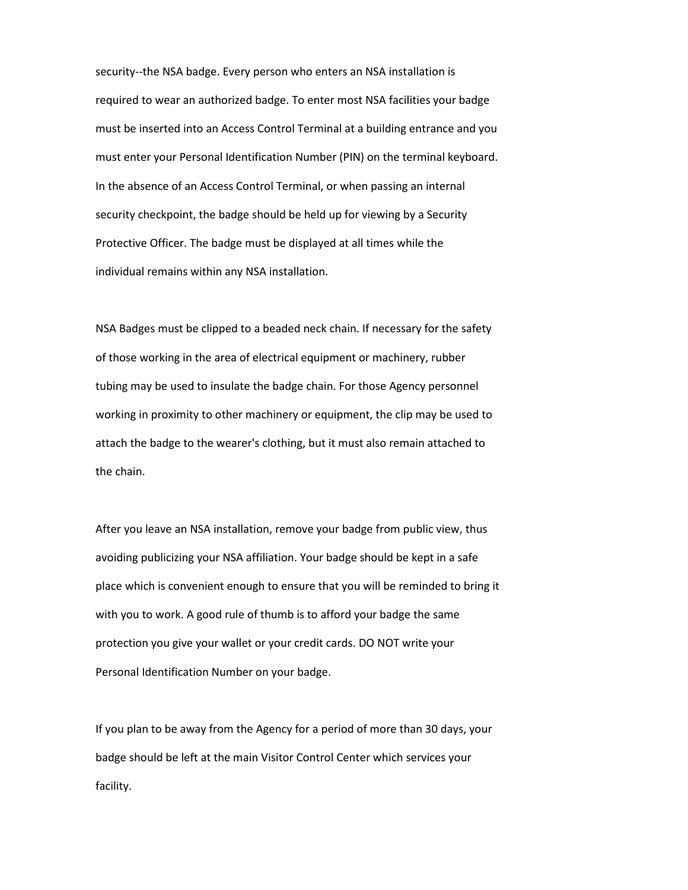security--the NSA badge. Every person who enters an NSA installation is required to wear an authorized badge. To enter most NSA facilities your badge must be inserted into an Access Control Terminal at a building entrance and you must enter your Personal Identification Number (PIN) on the terminal keyboard. In the absence of an Access Control Terminal, or when passing an internal security checkpoint, the badge should be held up for viewing by a Security Protective Officer. The badge must be displayed at all times while the individual remains within any NSA installation.

NSA Badges must be clipped to a beaded neck chain. If necessary for the safety of those working in the area of electrical equipment or machinery, rubber tubing may be used to insulate the badge chain. For those Agency personnel working in proximity to other machinery or equipment, the clip may be used to attach the badge to the wearer's clothing, but it must also remain attached to the chain.

After you leave an NSA installation, remove your badge from public view, thus avoiding publicizing your NSA affiliation. Your badge should be kept in a safe place which is convenient enough to ensure that you will be reminded to bring it with you to work. A good rule of thumb is to afford your badge the same protection you give your wallet or your credit cards. DO NOT write your Personal Identification Number on your badge.

If you plan to be away from the Agency for a period of more than 30 days, your badge should be left at the main Visitor Control Center which services your facility.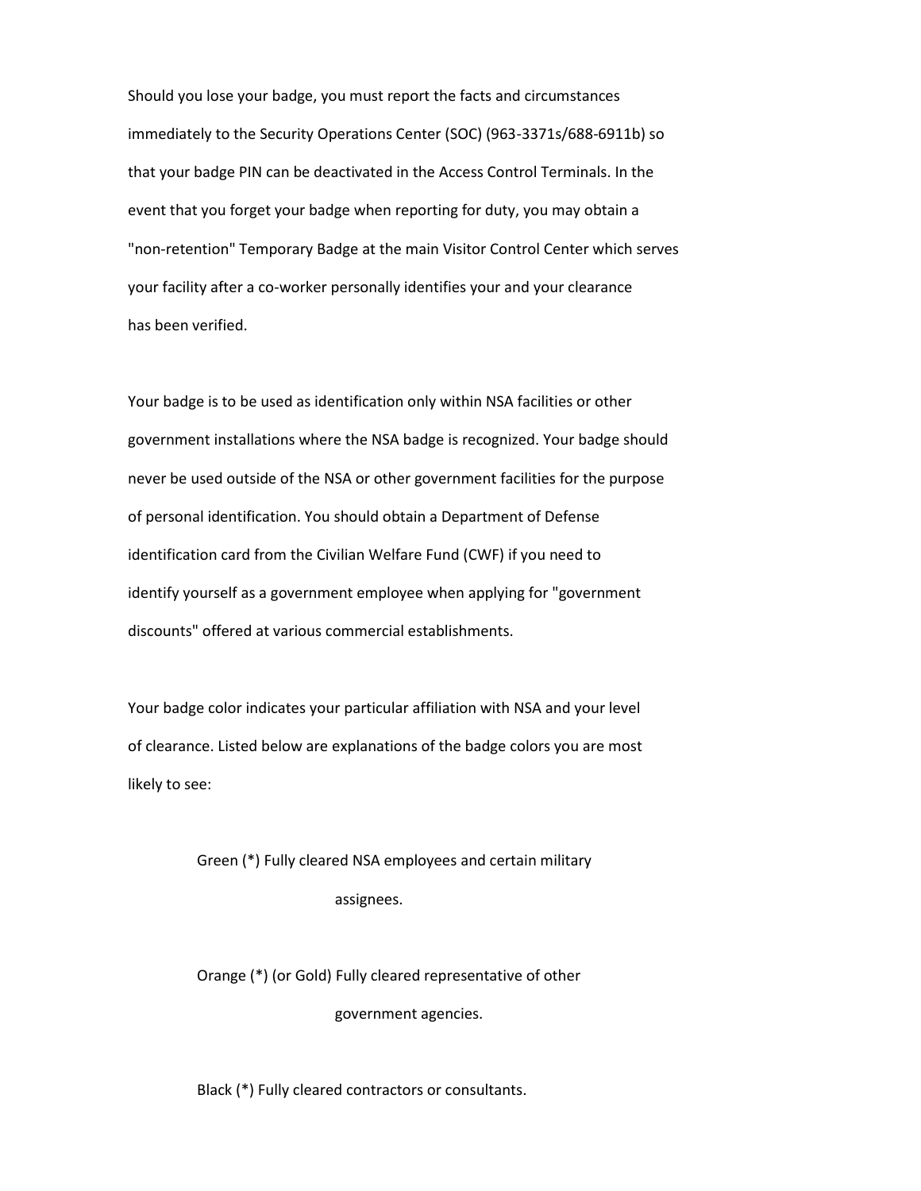Should you lose your badge, you must report the facts and circumstances immediately to the Security Operations Center (SOC) (963-3371s/688-6911b) so that your badge PIN can be deactivated in the Access Control Terminals. In the event that you forget your badge when reporting for duty, you may obtain a "non-retention" Temporary Badge at the main Visitor Control Center which serves your facility after a co-worker personally identifies your and your clearance has been verified.

Your badge is to be used as identification only within NSA facilities or other government installations where the NSA badge is recognized. Your badge should never be used outside of the NSA or other government facilities for the purpose of personal identification. You should obtain a Department of Defense identification card from the Civilian Welfare Fund (CWF) if you need to identify yourself as a government employee when applying for "government discounts" offered at various commercial establishments.

Your badge color indicates your particular affiliation with NSA and your level of clearance. Listed below are explanations of the badge colors you are most likely to see:

Green (*) Fully cleared NSA employees and certain military assignees.

Orange (*) (or Gold) Fully cleared representative of other government agencies.

Black (*) Fully cleared contractors or consultants.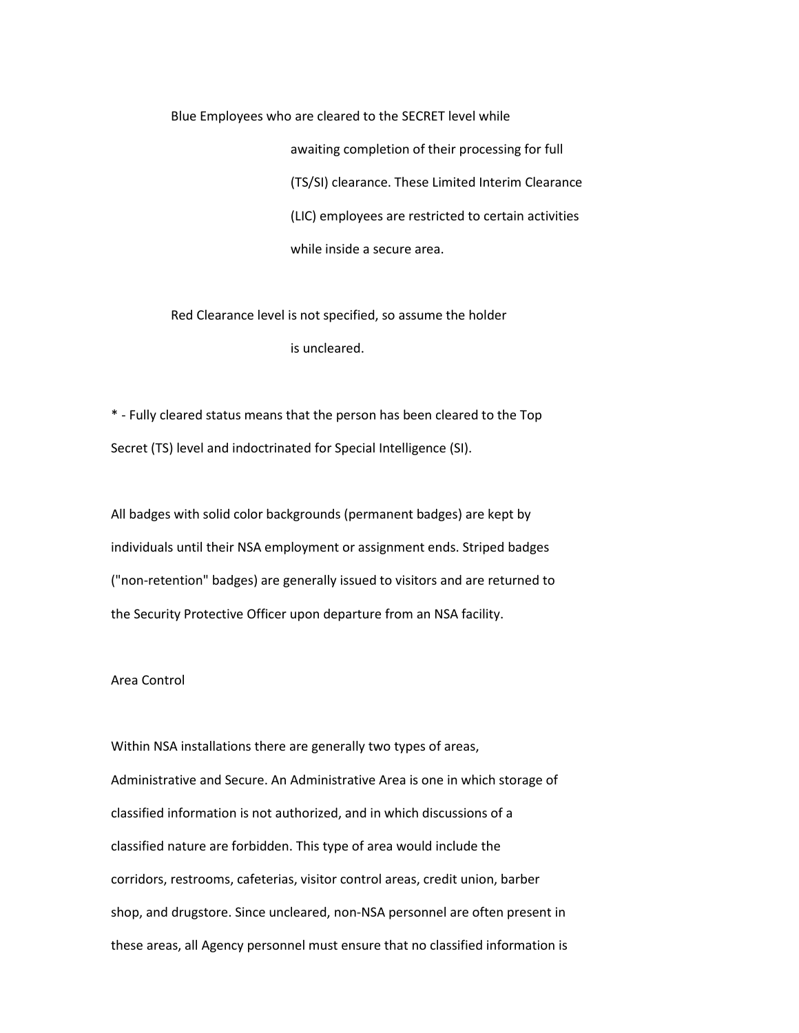Blue Employees who are cleared to the SECRET level while awaiting completion of their processing for full (TS/SI) clearance. These Limited Interim Clearance (LIC) employees are restricted to certain activities while inside a secure area.

Red Clearance level is not specified, so assume the holder is uncleared.

* - Fully cleared status means that the person has been cleared to the Top Secret (TS) level and indoctrinated for Special Intelligence (SI).

All badges with solid color backgrounds (permanent badges) are kept by individuals until their NSA employment or assignment ends. Striped badges ("non-retention" badges) are generally issued to visitors and are returned to the Security Protective Officer upon departure from an NSA facility.

## Area Control

Within NSA installations there are generally two types of areas, Administrative and Secure. An Administrative Area is one in which storage of classified information is not authorized, and in which discussions of a classified nature are forbidden. This type of area would include the corridors, restrooms, cafeterias, visitor control areas, credit union, barber shop, and drugstore. Since uncleared, non-NSA personnel are often present in these areas, all Agency personnel must ensure that no classified information is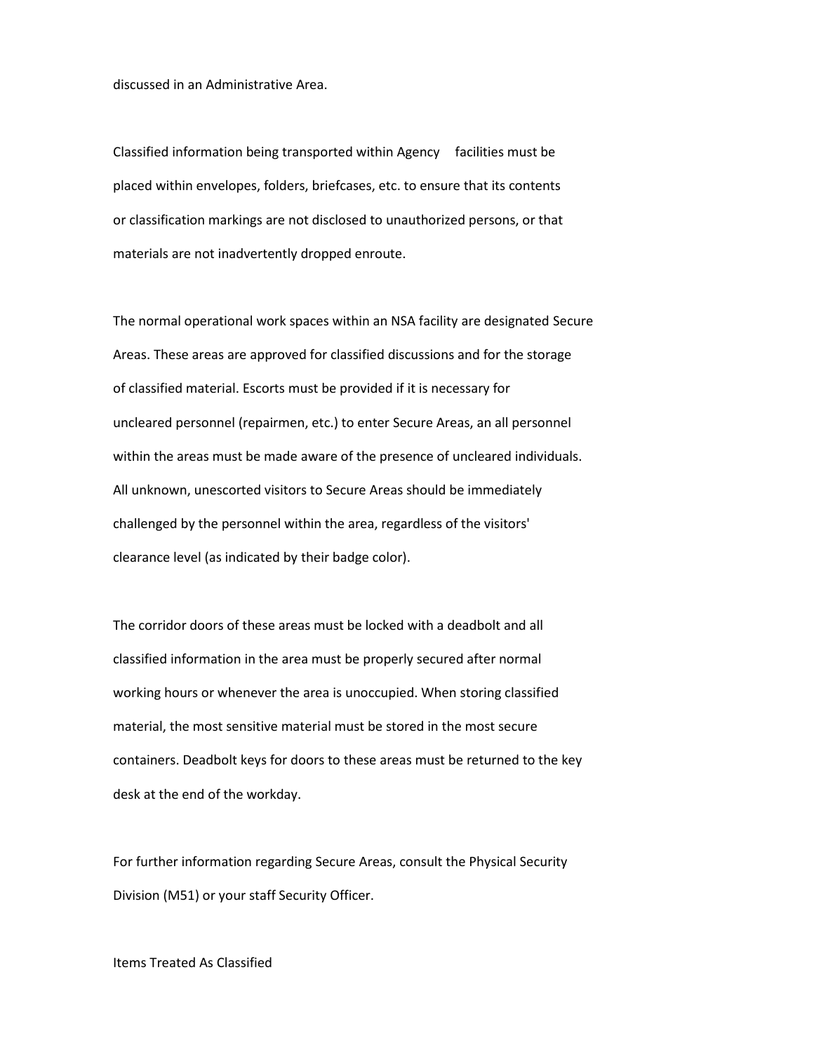discussed in an Administrative Area.

Classified information being transported within Agency facilities must be placed within envelopes, folders, briefcases, etc. to ensure that its contents or classification markings are not disclosed to unauthorized persons, or that materials are not inadvertently dropped enroute.

The normal operational work spaces within an NSA facility are designated Secure Areas. These areas are approved for classified discussions and for the storage of classified material. Escorts must be provided if it is necessary for uncleared personnel (repairmen, etc.) to enter Secure Areas, an all personnel within the areas must be made aware of the presence of uncleared individuals. All unknown, unescorted visitors to Secure Areas should be immediately challenged by the personnel within the area, regardless of the visitors' clearance level (as indicated by their badge color).

The corridor doors of these areas must be locked with a deadbolt and all classified information in the area must be properly secured after normal working hours or whenever the area is unoccupied. When storing classified material, the most sensitive material must be stored in the most secure containers. Deadbolt keys for doors to these areas must be returned to the key desk at the end of the workday.

For further information regarding Secure Areas, consult the Physical Security Division (M51) or your staff Security Officer.

## Items Treated As Classified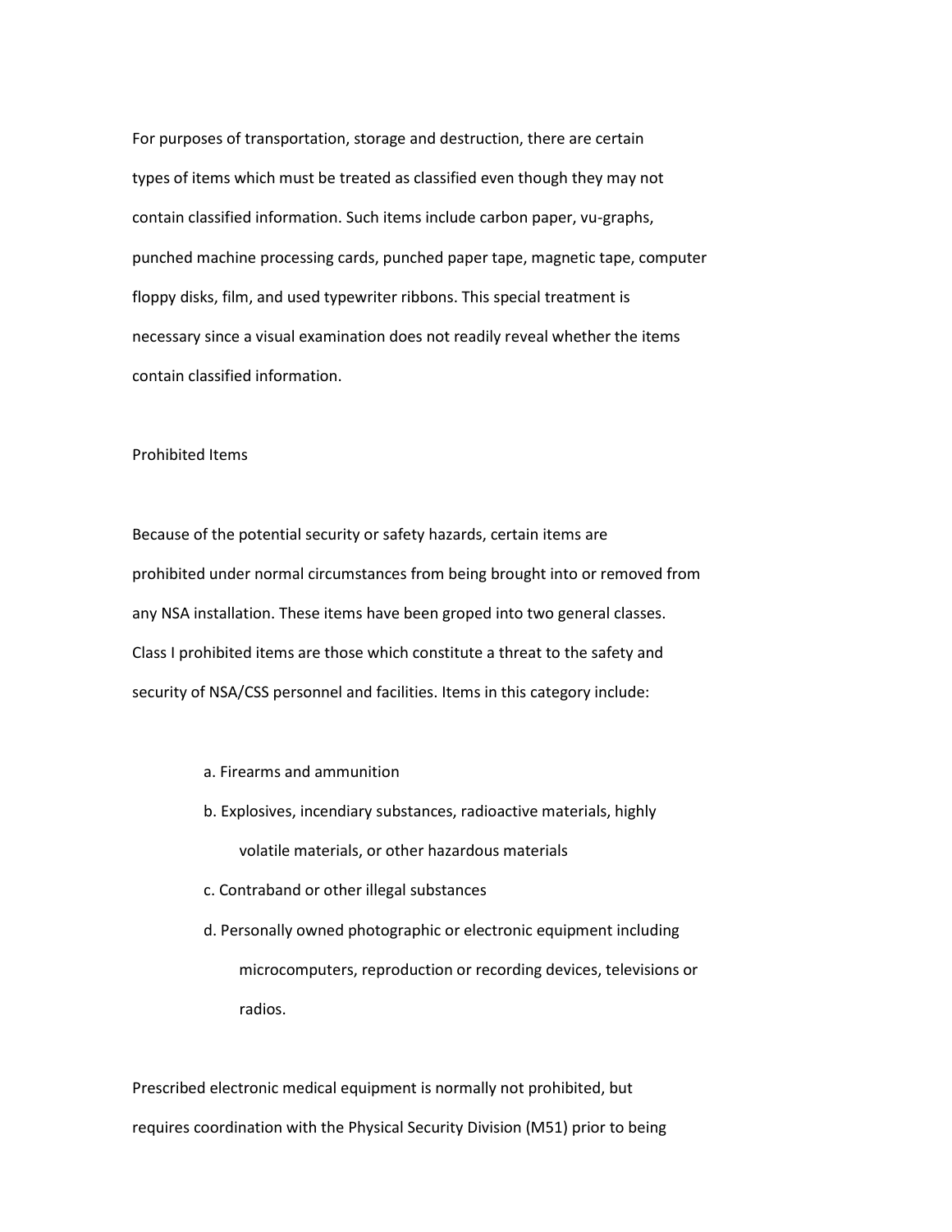For purposes of transportation, storage and destruction, there are certain types of items which must be treated as classified even though they may not contain classified information. Such items include carbon paper, vu-graphs, punched machine processing cards, punched paper tape, magnetic tape, computer floppy disks, film, and used typewriter ribbons. This special treatment is necessary since a visual examination does not readily reveal whether the items contain classified information.

## Prohibited Items

Because of the potential security or safety hazards, certain items are prohibited under normal circumstances from being brought into or removed from any NSA installation. These items have been groped into two general classes. Class I prohibited items are those which constitute a threat to the safety and security of NSA/CSS personnel and facilities. Items in this category include:

a. Firearms and ammunition

b. Explosives, incendiary substances, radioactive materials, highly volatile materials, or other hazardous materials

c. Contraband or other illegal substances

d. Personally owned photographic or electronic equipment including microcomputers, reproduction or recording devices, televisions or radios.

Prescribed electronic medical equipment is normally not prohibited, but requires coordination with the Physical Security Division (M51) prior to being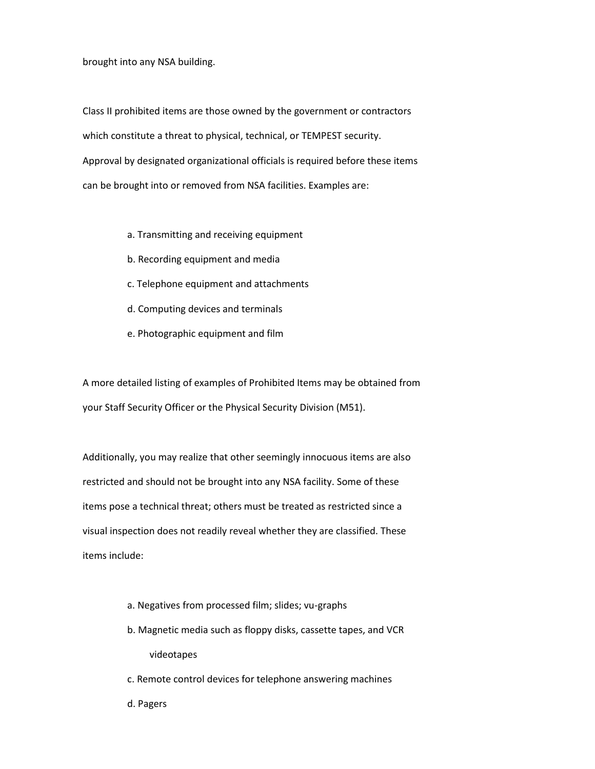brought into any NSA building.

Class II prohibited items are those owned by the government or contractors which constitute a threat to physical, technical, or TEMPEST security. Approval by designated organizational officials is required before these items can be brought into or removed from NSA facilities. Examples are:

a. Transmitting and receiving equipment

b. Recording equipment and media

c. Telephone equipment and attachments

d. Computing devices and terminals

e. Photographic equipment and film

A more detailed listing of examples of Prohibited Items may be obtained from your Staff Security Officer or the Physical Security Division (M51).

Additionally, you may realize that other seemingly innocuous items are also restricted and should not be brought into any NSA facility. Some of these items pose a technical threat; others must be treated as restricted since a visual inspection does not readily reveal whether they are classified. These items include:

a. Negatives from processed film; slides; vu-graphs

b. Magnetic media such as floppy disks, cassette tapes, and VCR videotapes

c. Remote control devices for telephone answering machines

d. Pagers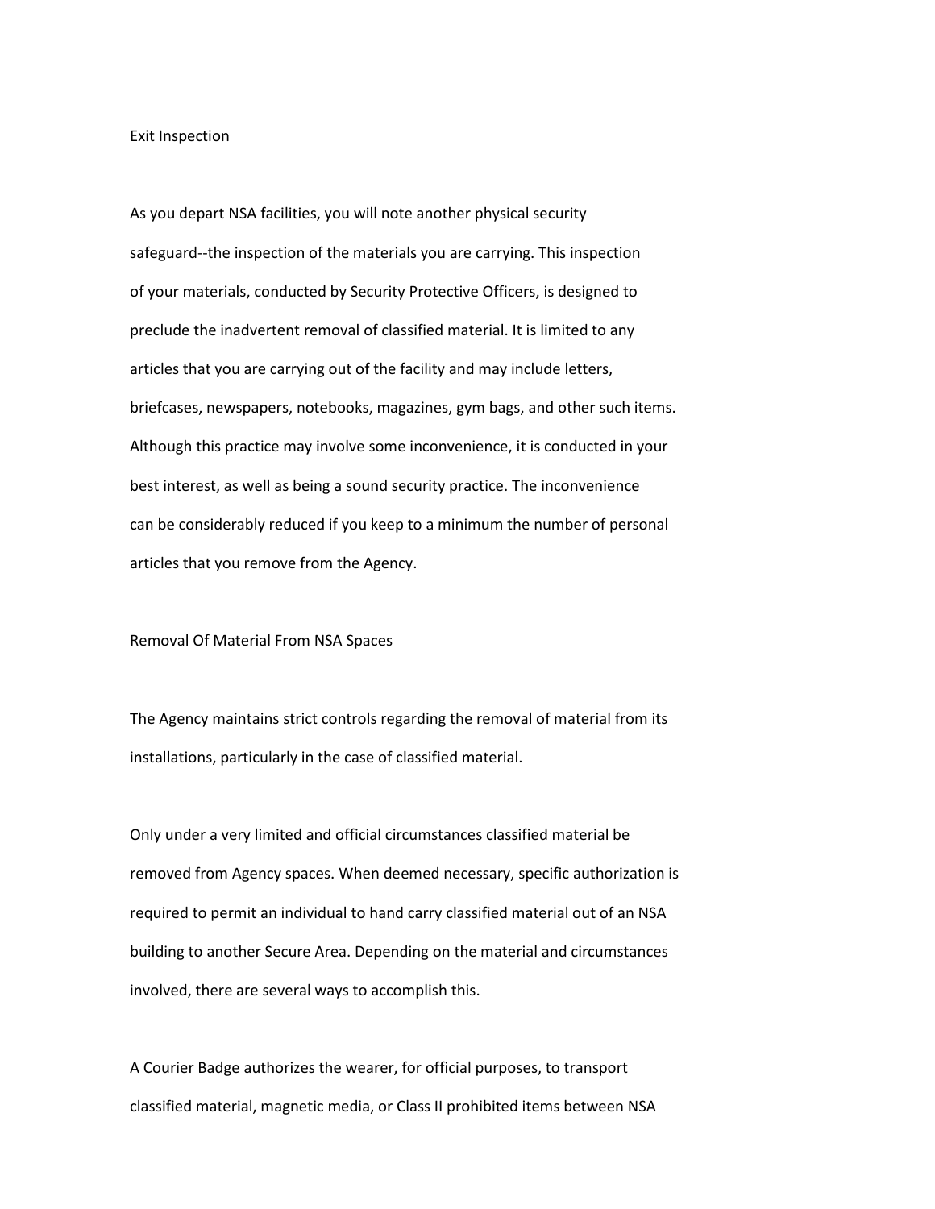## Exit Inspection

As you depart NSA facilities, you will note another physical security safeguard--the inspection of the materials you are carrying. This inspection of your materials, conducted by Security Protective Officers, is designed to preclude the inadvertent removal of classified material. It is limited to any articles that you are carrying out of the facility and may include letters, briefcases, newspapers, notebooks, magazines, gym bags, and other such items. Although this practice may involve some inconvenience, it is conducted in your best interest, as well as being a sound security practice. The inconvenience can be considerably reduced if you keep to a minimum the number of personal articles that you remove from the Agency.

## Removal Of Material From NSA Spaces

The Agency maintains strict controls regarding the removal of material from its installations, particularly in the case of classified material.

Only under a very limited and official circumstances classified material be removed from Agency spaces. When deemed necessary, specific authorization is required to permit an individual to hand carry classified material out of an NSA building to another Secure Area. Depending on the material and circumstances involved, there are several ways to accomplish this.

A Courier Badge authorizes the wearer, for official purposes, to transport classified material, magnetic media, or Class II prohibited items between NSA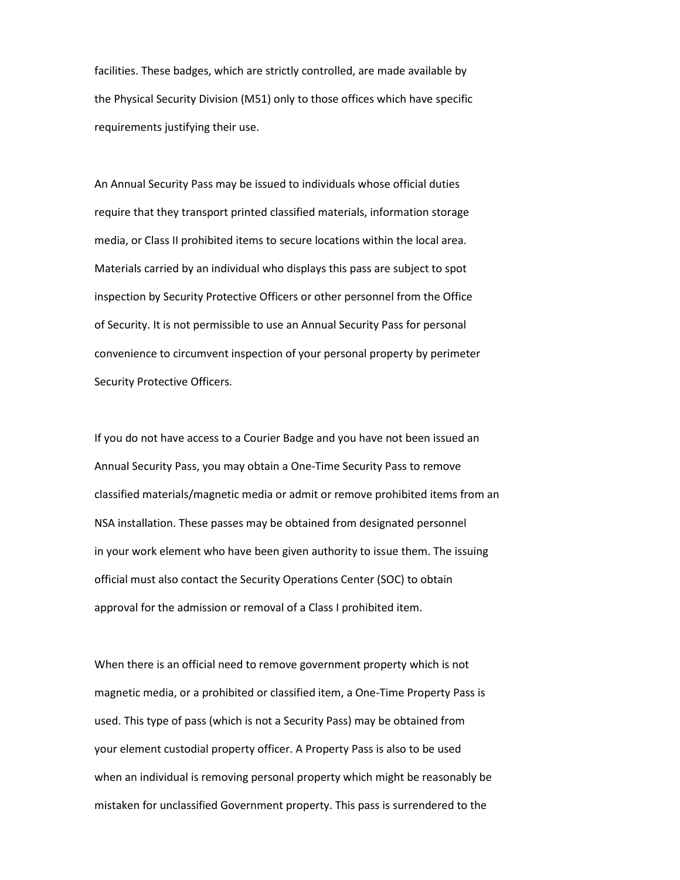facilities. These badges, which are strictly controlled, are made available by the Physical Security Division (M51) only to those offices which have specific requirements justifying their use.

An Annual Security Pass may be issued to individuals whose official duties require that they transport printed classified materials, information storage media, or Class II prohibited items to secure locations within the local area. Materials carried by an individual who displays this pass are subject to spot inspection by Security Protective Officers or other personnel from the Office of Security. It is not permissible to use an Annual Security Pass for personal convenience to circumvent inspection of your personal property by perimeter Security Protective Officers.

If you do not have access to a Courier Badge and you have not been issued an Annual Security Pass, you may obtain a One-Time Security Pass to remove classified materials/magnetic media or admit or remove prohibited items from an NSA installation. These passes may be obtained from designated personnel in your work element who have been given authority to issue them. The issuing official must also contact the Security Operations Center (SOC) to obtain approval for the admission or removal of a Class I prohibited item.

When there is an official need to remove government property which is not magnetic media, or a prohibited or classified item, a One-Time Property Pass is used. This type of pass (which is not a Security Pass) may be obtained from your element custodial property officer. A Property Pass is also to be used when an individual is removing personal property which might be reasonably be mistaken for unclassified Government property. This pass is surrendered to the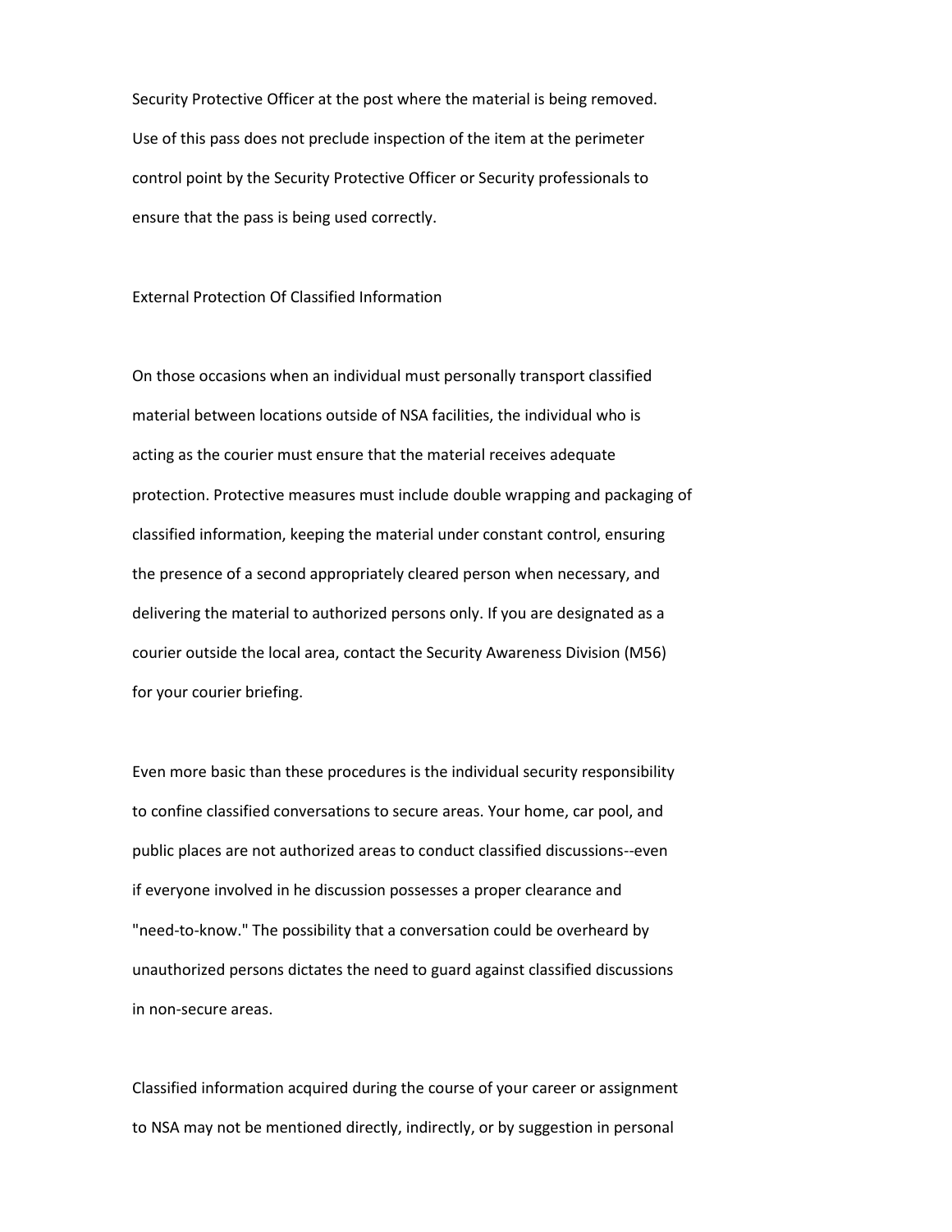Security Protective Officer at the post where the material is being removed. Use of this pass does not preclude inspection of the item at the perimeter control point by the Security Protective Officer or Security professionals to ensure that the pass is being used correctly.

## External Protection Of Classified Information

On those occasions when an individual must personally transport classified material between locations outside of NSA facilities, the individual who is acting as the courier must ensure that the material receives adequate protection. Protective measures must include double wrapping and packaging of classified information, keeping the material under constant control, ensuring the presence of a second appropriately cleared person when necessary, and delivering the material to authorized persons only. If you are designated as a courier outside the local area, contact the Security Awareness Division (M56) for your courier briefing.

Even more basic than these procedures is the individual security responsibility to confine classified conversations to secure areas. Your home, car pool, and public places are not authorized areas to conduct classified discussions--even if everyone involved in he discussion possesses a proper clearance and "need-to-know." The possibility that a conversation could be overheard by unauthorized persons dictates the need to guard against classified discussions in non-secure areas.

Classified information acquired during the course of your career or assignment to NSA may not be mentioned directly, indirectly, or by suggestion in personal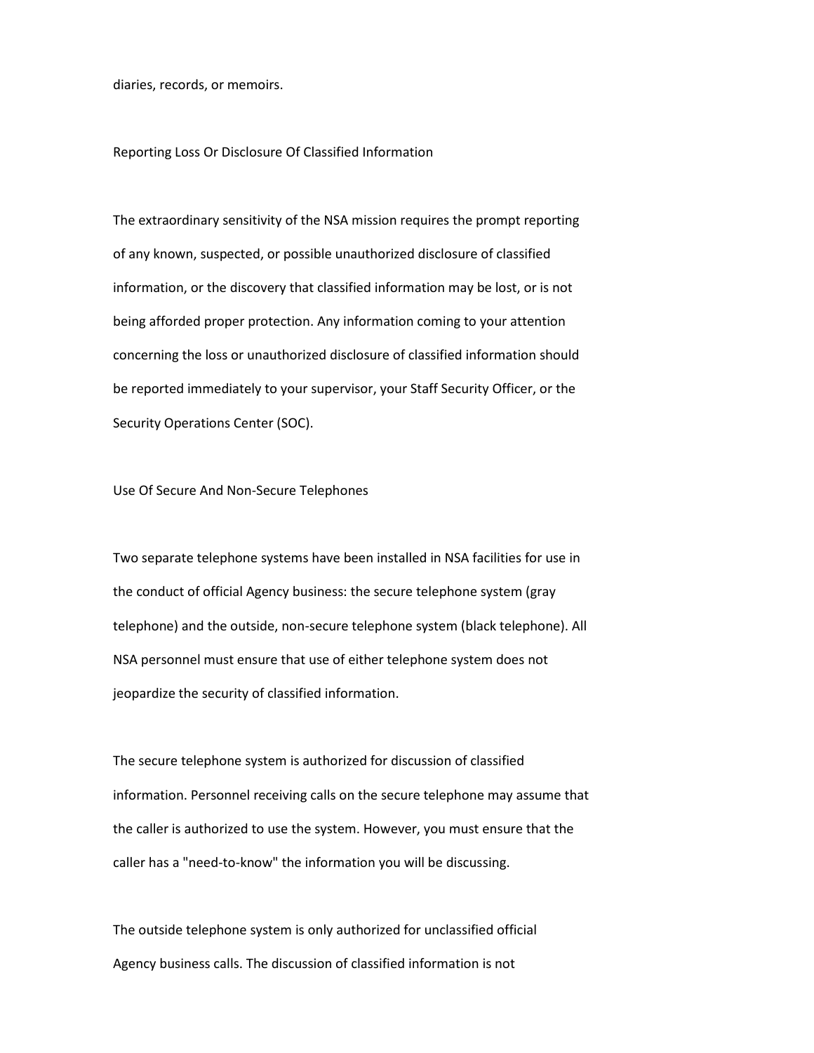diaries, records, or memoirs.

## Reporting Loss Or Disclosure Of Classified Information

The extraordinary sensitivity of the NSA mission requires the prompt reporting of any known, suspected, or possible unauthorized disclosure of classified information, or the discovery that classified information may be lost, or is not being afforded proper protection. Any information coming to your attention concerning the loss or unauthorized disclosure of classified information should be reported immediately to your supervisor, your Staff Security Officer, or the Security Operations Center (SOC).

## Use Of Secure And Non-Secure Telephones

Two separate telephone systems have been installed in NSA facilities for use in the conduct of official Agency business: the secure telephone system (gray telephone) and the outside, non-secure telephone system (black telephone). All NSA personnel must ensure that use of either telephone system does not jeopardize the security of classified information.

The secure telephone system is authorized for discussion of classified information. Personnel receiving calls on the secure telephone may assume that the caller is authorized to use the system. However, you must ensure that the caller has a "need-to-know" the information you will be discussing.

The outside telephone system is only authorized for unclassified official Agency business calls. The discussion of classified information is not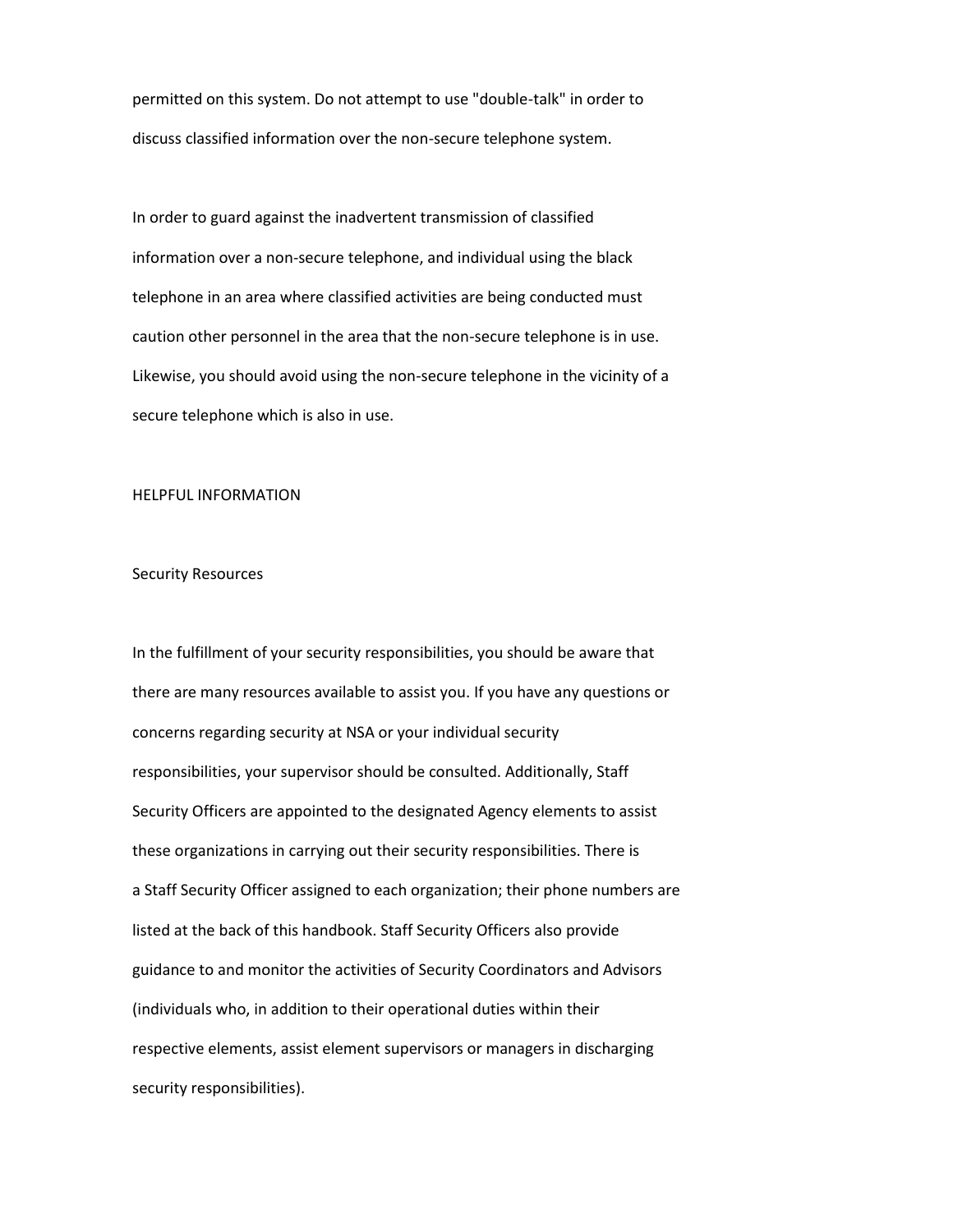permitted on this system. Do not attempt to use "double-talk" in order to discuss classified information over the non-secure telephone system.

In order to guard against the inadvertent transmission of classified information over a non-secure telephone, and individual using the black telephone in an area where classified activities are being conducted must caution other personnel in the area that the non-secure telephone is in use. Likewise, you should avoid using the non-secure telephone in the vicinity of a secure telephone which is also in use.

## HELPFUL INFORMATION

### Security Resources

In the fulfillment of your security responsibilities, you should be aware that there are many resources available to assist you. If you have any questions or concerns regarding security at NSA or your individual security responsibilities, your supervisor should be consulted. Additionally, Staff Security Officers are appointed to the designated Agency elements to assist these organizations in carrying out their security responsibilities. There is a Staff Security Officer assigned to each organization; their phone numbers are listed at the back of this handbook. Staff Security Officers also provide guidance to and monitor the activities of Security Coordinators and Advisors (individuals who, in addition to their operational duties within their respective elements, assist element supervisors or managers in discharging security responsibilities).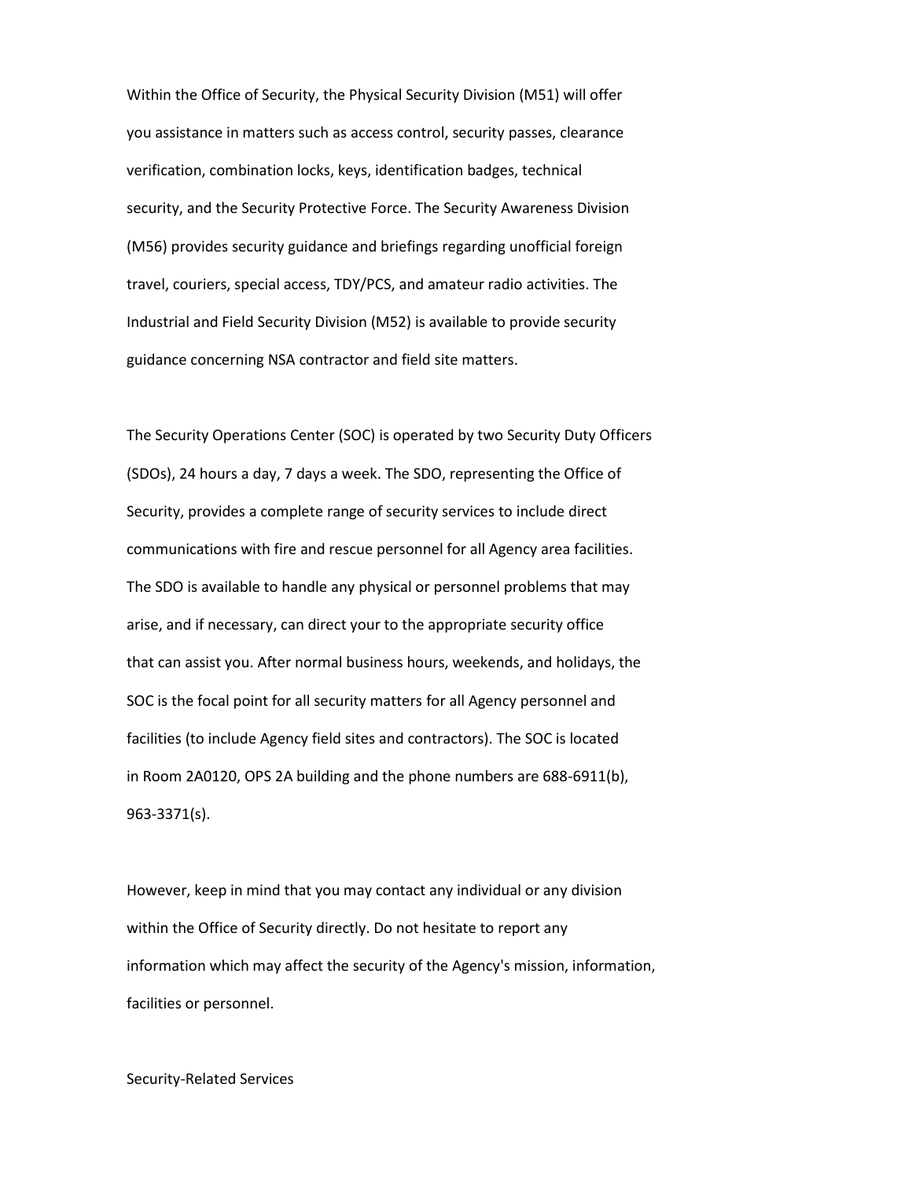Within the Office of Security, the Physical Security Division (M51) will offer you assistance in matters such as access control, security passes, clearance verification, combination locks, keys, identification badges, technical security, and the Security Protective Force. The Security Awareness Division (M56) provides security guidance and briefings regarding unofficial foreign travel, couriers, special access, TDY/PCS, and amateur radio activities. The Industrial and Field Security Division (M52) is available to provide security guidance concerning NSA contractor and field site matters.

The Security Operations Center (SOC) is operated by two Security Duty Officers (SDOs), 24 hours a day, 7 days a week. The SDO, representing the Office of Security, provides a complete range of security services to include direct communications with fire and rescue personnel for all Agency area facilities. The SDO is available to handle any physical or personnel problems that may arise, and if necessary, can direct your to the appropriate security office that can assist you. After normal business hours, weekends, and holidays, the SOC is the focal point for all security matters for all Agency personnel and facilities (to include Agency field sites and contractors). The SOC is located in Room 2A0120, OPS 2A building and the phone numbers are 688-6911(b), 963-3371(s).

However, keep in mind that you may contact any individual or any division within the Office of Security directly. Do not hesitate to report any information which may affect the security of the Agency's mission, information, facilities or personnel.

## Security-Related Services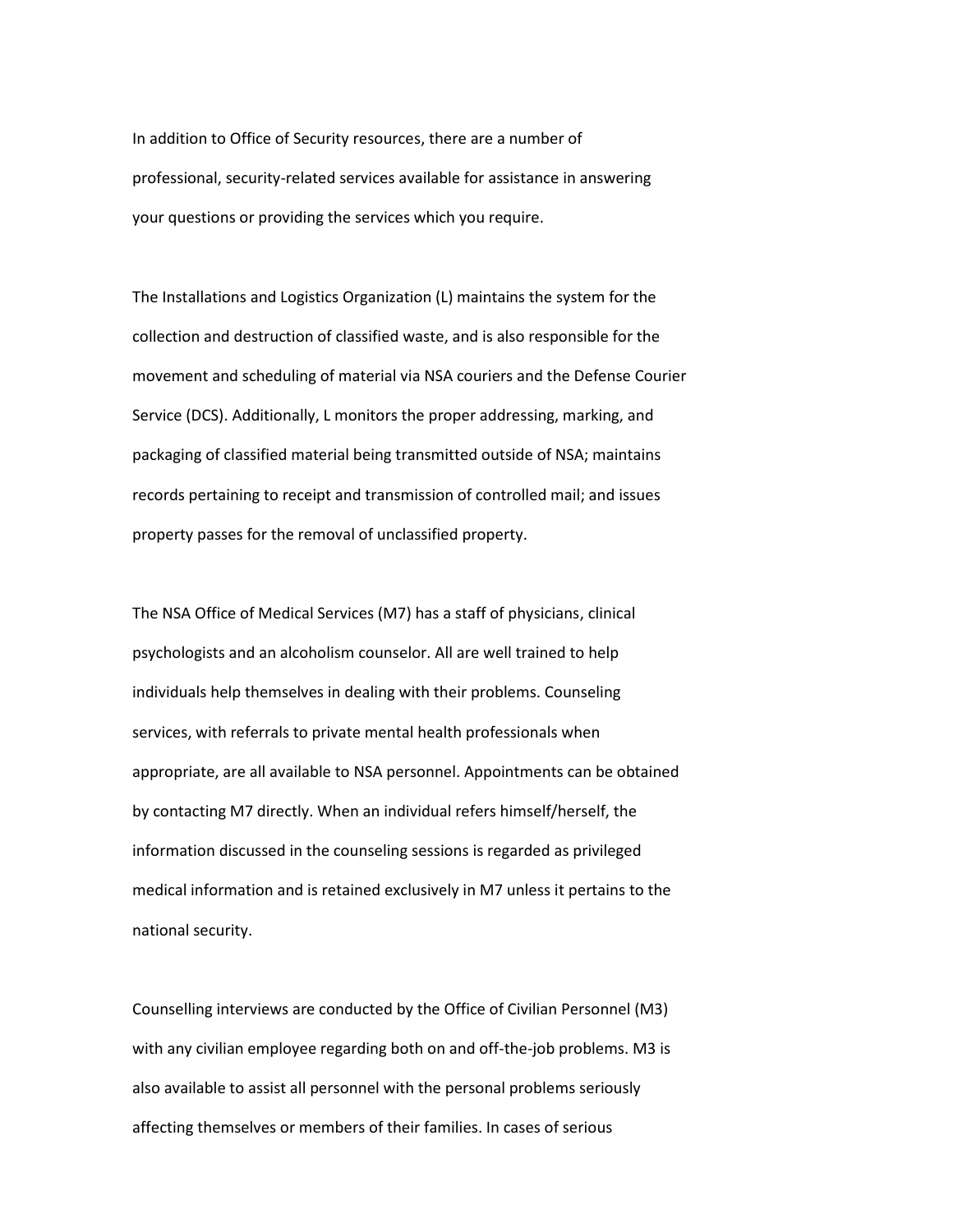In addition to Office of Security resources, there are a number of professional, security-related services available for assistance in answering your questions or providing the services which you require.

The Installations and Logistics Organization (L) maintains the system for the collection and destruction of classified waste, and is also responsible for the movement and scheduling of material via NSA couriers and the Defense Courier Service (DCS). Additionally, L monitors the proper addressing, marking, and packaging of classified material being transmitted outside of NSA; maintains records pertaining to receipt and transmission of controlled mail; and issues property passes for the removal of unclassified property.

The NSA Office of Medical Services (M7) has a staff of physicians, clinical psychologists and an alcoholism counselor. All are well trained to help individuals help themselves in dealing with their problems. Counseling services, with referrals to private mental health professionals when appropriate, are all available to NSA personnel. Appointments can be obtained by contacting M7 directly. When an individual refers himself/herself, the information discussed in the counseling sessions is regarded as privileged medical information and is retained exclusively in M7 unless it pertains to the national security.

Counselling interviews are conducted by the Office of Civilian Personnel (M3) with any civilian employee regarding both on and off-the-job problems. M3 is also available to assist all personnel with the personal problems seriously affecting themselves or members of their families. In cases of serious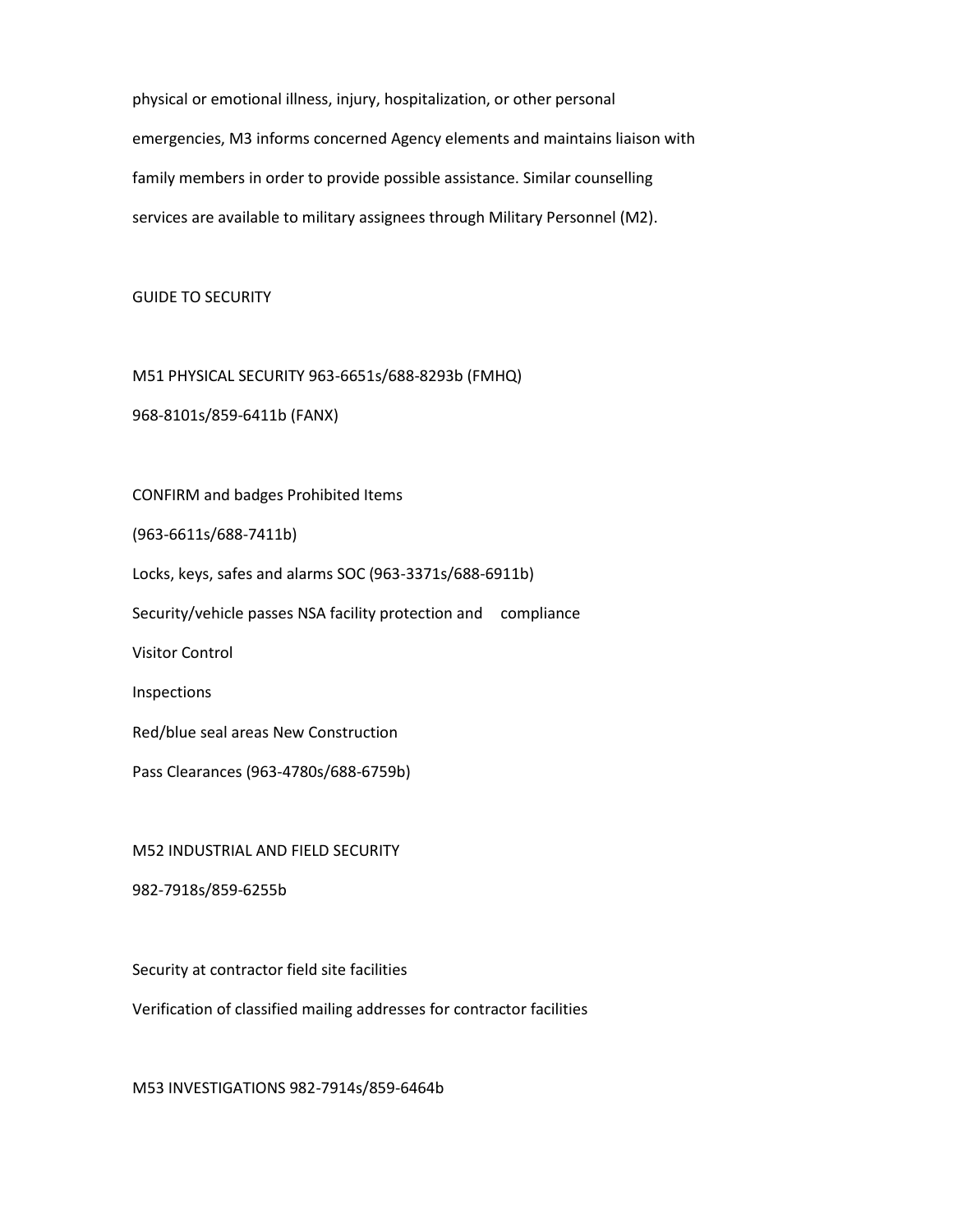physical or emotional illness, injury, hospitalization, or other personal emergencies, M3 informs concerned Agency elements and maintains liaison with family members in order to provide possible assistance. Similar counselling services are available to military assignees through Military Personnel (M2).

## GUIDE TO SECURITY

M51 PHYSICAL SECURITY 963-6651s/688-8293b (FMHQ)

968-8101s/859-6411b (FANX)

CONFIRM and badges Prohibited Items

(963-6611s/688-7411b)

Locks, keys, safes and alarms SOC (963-3371s/688-6911b)

Security/vehicle passes NSA facility protection and compliance

Visitor Control

Inspections

Red/blue seal areas New Construction

Pass Clearances (963-4780s/688-6759b)

M52 INDUSTRIAL AND FIELD SECURITY

982-7918s/859-6255b

Security at contractor field site facilities

Verification of classified mailing addresses for contractor facilities

M53 INVESTIGATIONS 982-7914s/859-6464b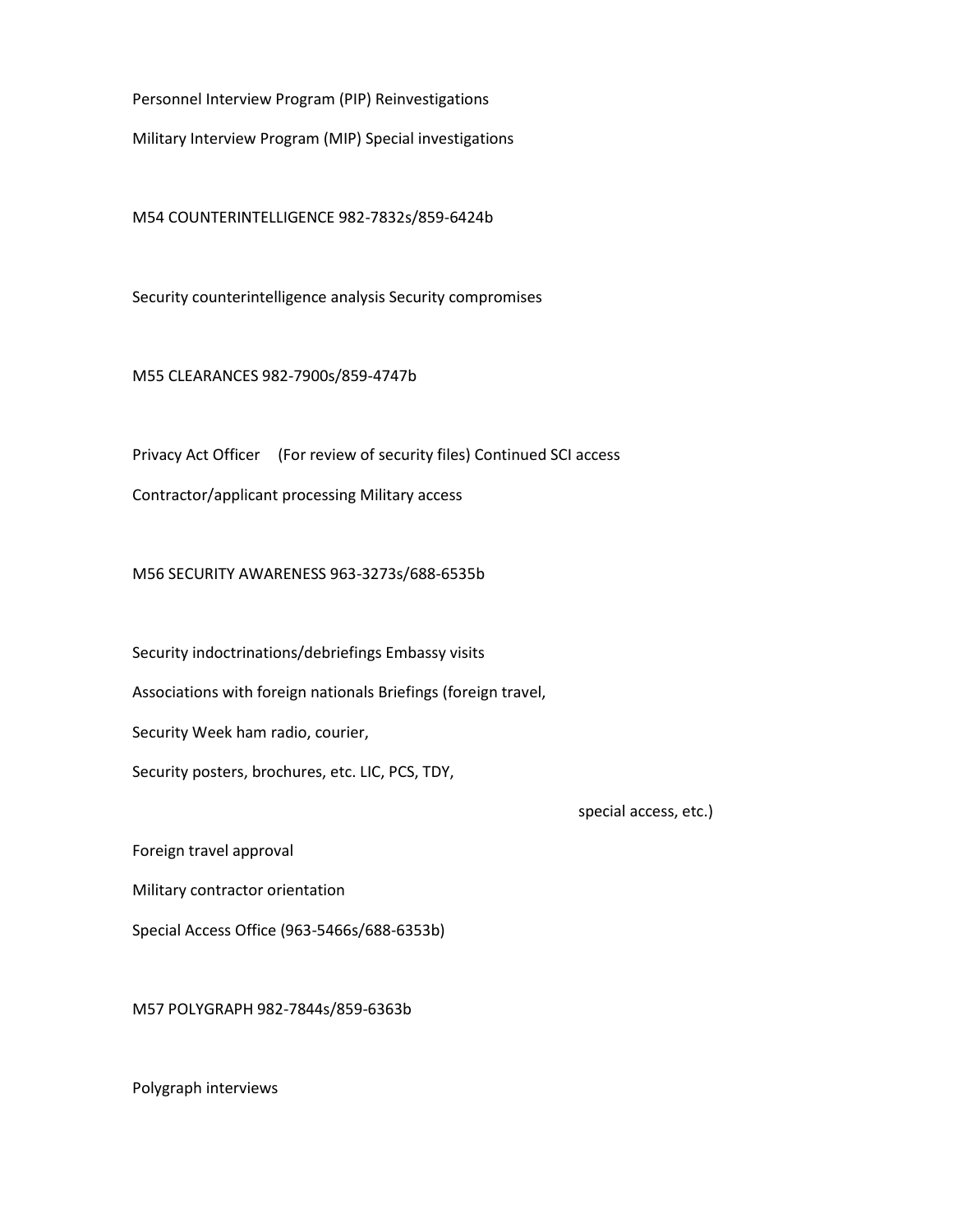Personnel Interview Program (PIP) Reinvestigations

Military Interview Program (MIP) Special investigations

M54 COUNTERINTELLIGENCE 982-7832s/859-6424b

Security counterintelligence analysis Security compromises

M55 CLEARANCES 982-7900s/859-4747b

Privacy Act Officer (For review of security files) Continued SCI access

Contractor/applicant processing Military access

M56 SECURITY AWARENESS 963-3273s/688-6535b

Security indoctrinations/debriefings Embassy visits

Associations with foreign nationals Briefings (foreign travel,

Security Week ham radio, courier,

Security posters, brochures, etc. LIC, PCS, TDY,

special access, etc.)

Foreign travel approval

Military contractor orientation

Special Access Office (963-5466s/688-6353b)

M57 POLYGRAPH 982-7844s/859-6363b

Polygraph interviews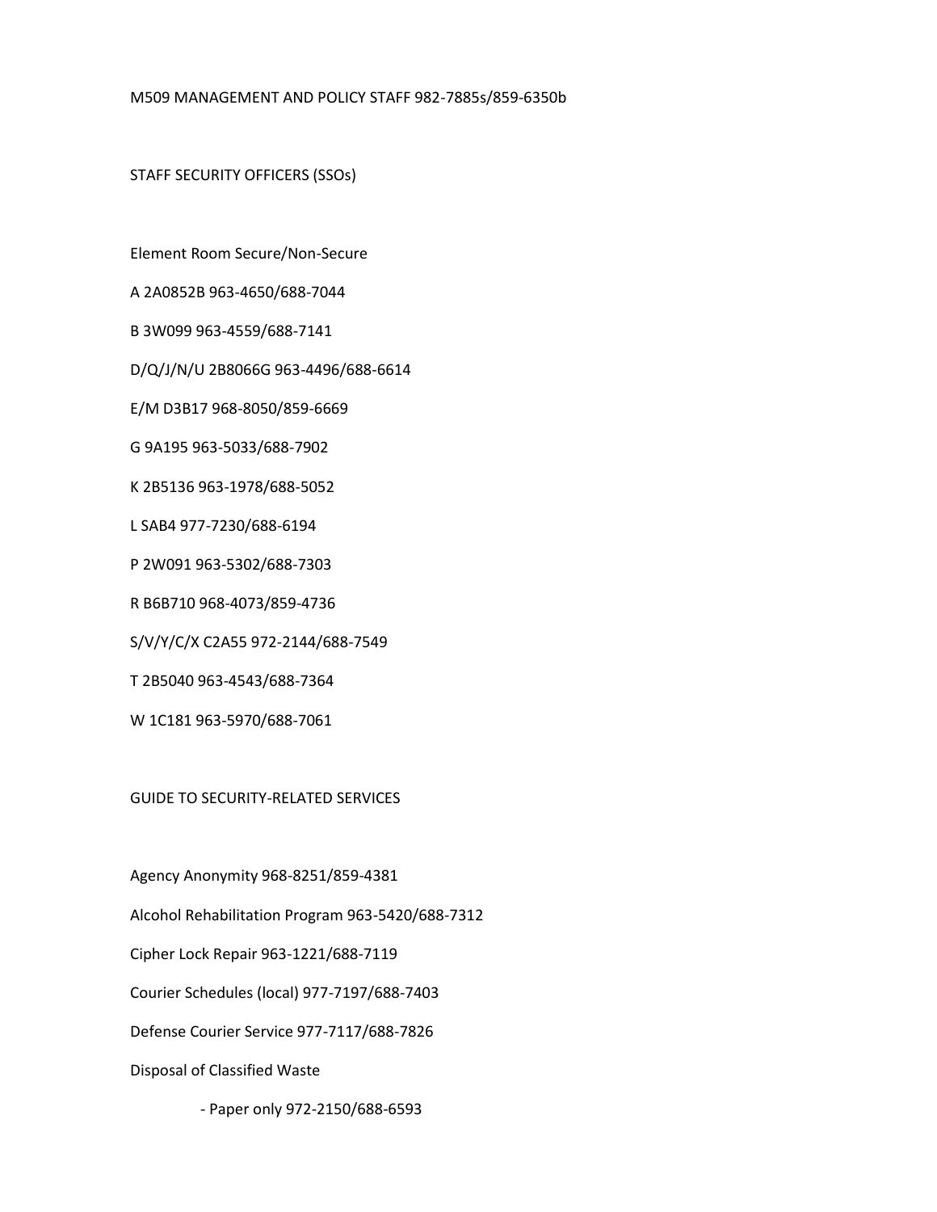M509 MANAGEMENT AND POLICY STAFF 982-7885s/859-6350b

STAFF SECURITY OFFICERS (SSOs)

Element Room Secure/Non-Secure

A 2A0852B 963-4650/688-7044

B 3W099 963-4559/688-7141

D/Q/J/N/U 2B8066G 963-4496/688-6614

E/M D3B17 968-8050/859-6669

G 9A195 963-5033/688-7902

K 2B5136 963-1978/688-5052

L SAB4 977-7230/688-6194

P 2W091 963-5302/688-7303

R B6B710 968-4073/859-4736

S/V/Y/C/X C2A55 972-2144/688-7549

T 2B5040 963-4543/688-7364

W 1C181 963-5970/688-7061

GUIDE TO SECURITY-RELATED SERVICES

Agency Anonymity 968-8251/859-4381

Alcohol Rehabilitation Program 963-5420/688-7312

Cipher Lock Repair 963-1221/688-7119

Courier Schedules (local) 977-7197/688-7403

Defense Courier Service 977-7117/688-7826

Disposal of Classified Waste

- Paper only 972-2150/688-6593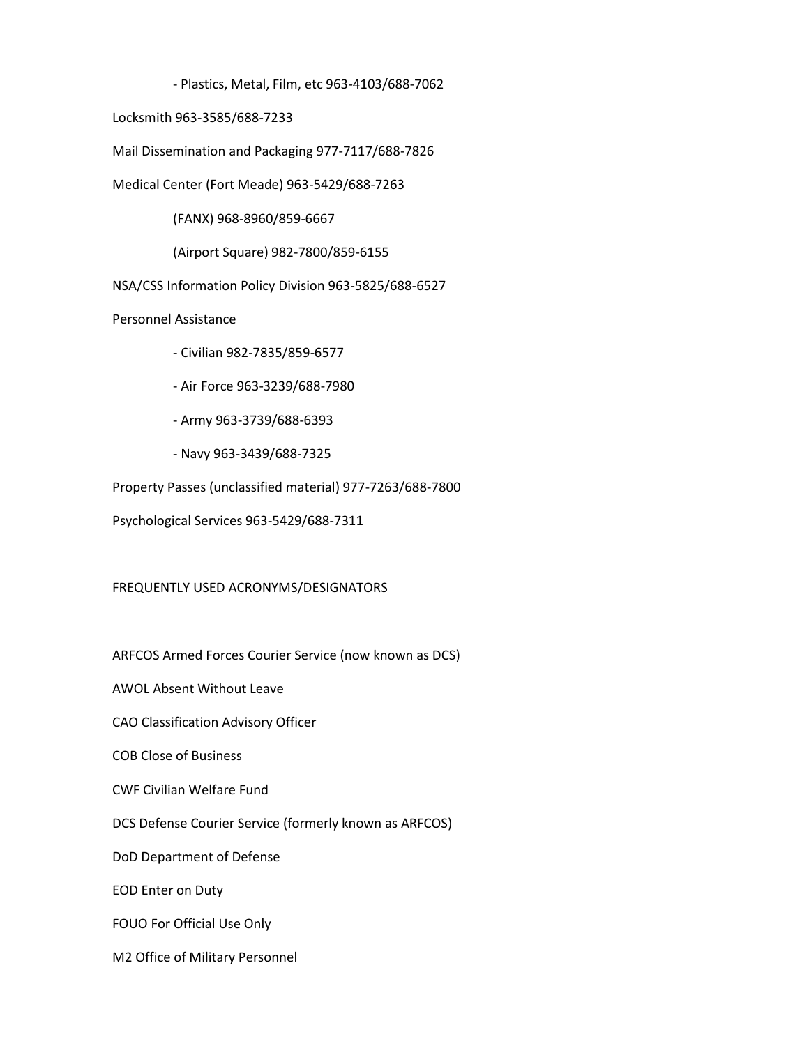- Plastics, Metal, Film, etc 963-4103/688-7062

Locksmith 963-3585/688-7233

Mail Dissemination and Packaging 977-7117/688-7826

Medical Center (Fort Meade) 963-5429/688-7263

(FANX) 968-8960/859-6667

(Airport Square) 982-7800/859-6155

NSA/CSS Information Policy Division 963-5825/688-6527

Personnel Assistance

- Civilian 982-7835/859-6577
- Air Force 963-3239/688-7980
- Army 963-3739/688-6393
- Navy 963-3439/688-7325

Property Passes (unclassified material) 977-7263/688-7800

Psychological Services 963-5429/688-7311

FREQUENTLY USED ACRONYMS/DESIGNATORS

ARFCOS Armed Forces Courier Service (now known as DCS)

AWOL Absent Without Leave

CAO Classification Advisory Officer

COB Close of Business

CWF Civilian Welfare Fund

DCS Defense Courier Service (formerly known as ARFCOS)

DoD Department of Defense

EOD Enter on Duty

FOUO For Official Use Only

M2 Office of Military Personnel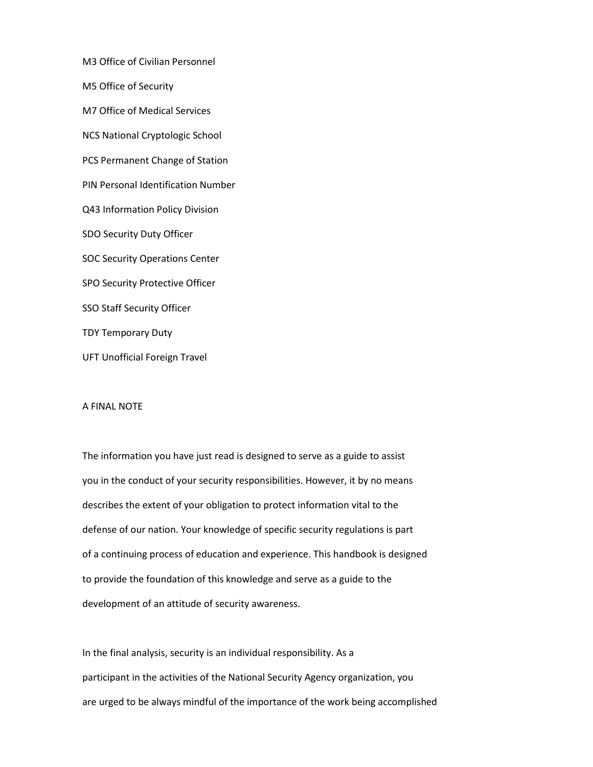M3 Office of Civilian Personnel

M5 Office of Security

M7 Office of Medical Services

NCS National Cryptologic School

PCS Permanent Change of Station

PIN Personal Identification Number

Q43 Information Policy Division

SDO Security Duty Officer

SOC Security Operations Center

SPO Security Protective Officer

SSO Staff Security Officer

TDY Temporary Duty

UFT Unofficial Foreign Travel

## A FINAL NOTE

The information you have just read is designed to serve as a guide to assist you in the conduct of your security responsibilities. However, it by no means describes the extent of your obligation to protect information vital to the defense of our nation. Your knowledge of specific security regulations is part of a continuing process of education and experience. This handbook is designed to provide the foundation of this knowledge and serve as a guide to the development of an attitude of security awareness.

In the final analysis, security is an individual responsibility. As a participant in the activities of the National Security Agency organization, you are urged to be always mindful of the importance of the work being accomplished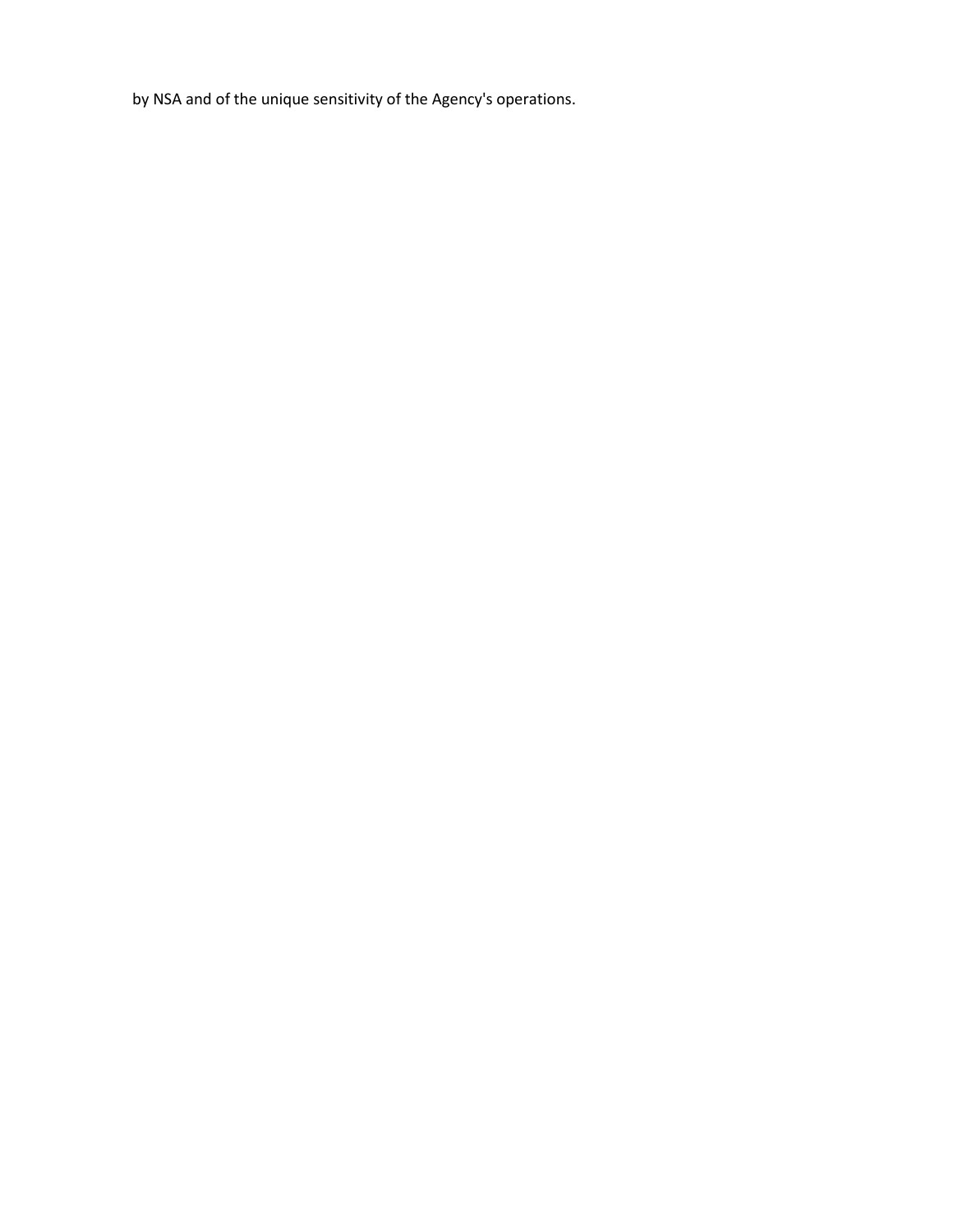by NSA and of the unique sensitivity of the Agency's operations.